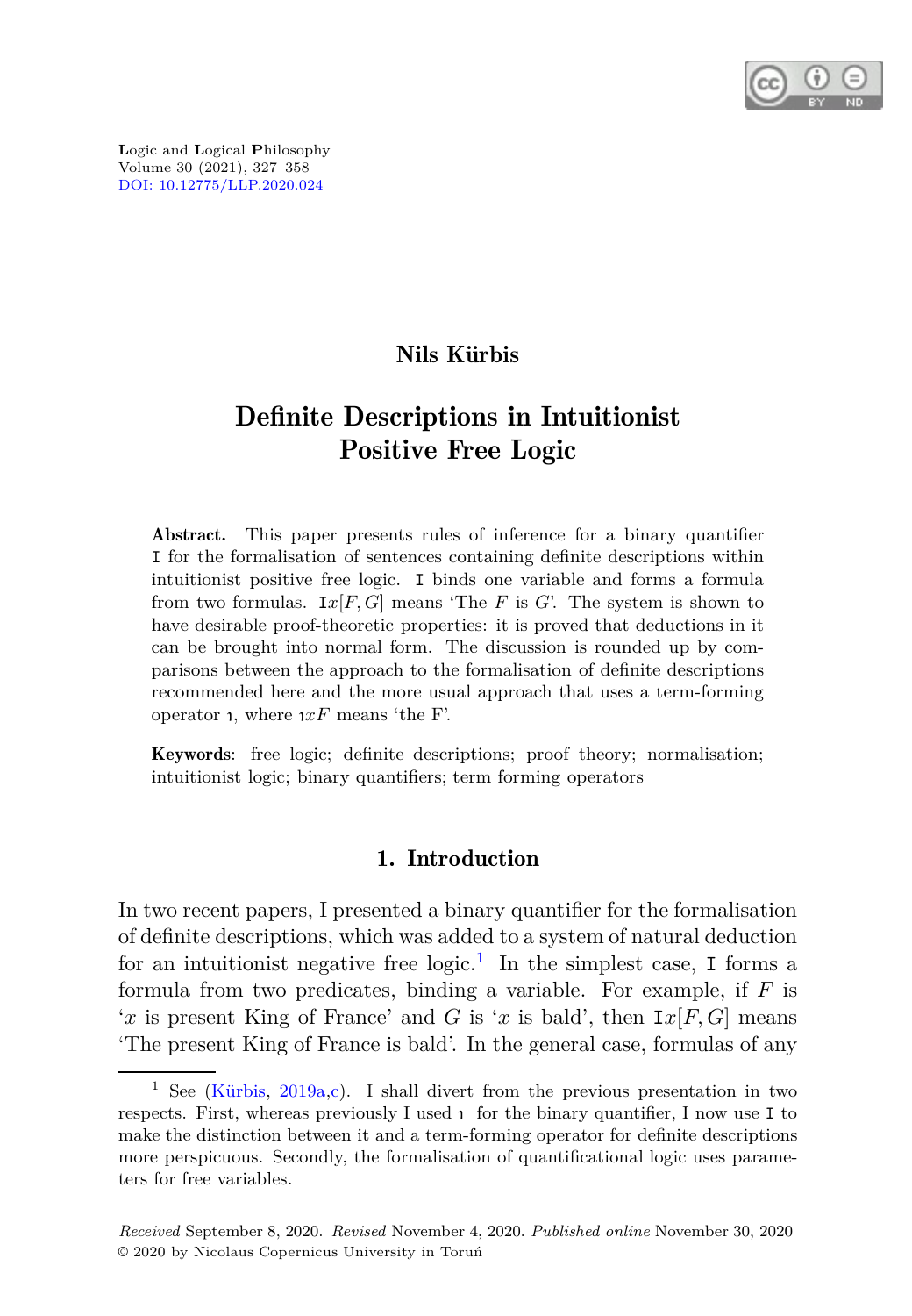Logic and Logical Philosophy
Volume 30 (2021), 327–358
DOI: 10.12775/LLP.2020.024

**Nils Kürbis**

# Definite Descriptions in Intuitionist Positive Free Logic

**Abstract.** This paper presents rules of inference for a binary quantifier $\mathtt{I}$ for the formalisation of sentences containing definite descriptions within intuitionist positive free logic. $\mathtt{I}$ binds one variable and forms a formula from two formulas. $\mathtt{I}x[F, G]$ means 'The $F$ is $G$'. The system is shown to have desirable proof-theoretic properties: it is proved that deductions in it can be brought into normal form. The discussion is rounded up by comparisons between the approach to the formalisation of definite descriptions recommended here and the more usual approach that uses a term-forming operator $\iota$, where $\iota xF$ means 'the F'.

**Keywords**: free logic; definite descriptions; proof theory; normalisation; intuitionist logic; binary quantifiers; term forming operators

## 1. Introduction

In two recent papers, I presented a binary quantifier for the formalisation of definite descriptions, which was added to a system of natural deduction for an intuitionist negative free logic.[1] In the simplest case, $\mathtt{I}$ forms a formula from two predicates, binding a variable. For example, if $F$ is '$x$ is present King of France' and $G$ is '$x$ is bald', then $\mathtt{I}x[F, G]$ means 'The present King of France is bald'. In the general case, formulas of any

[1] See (Kürbis, 2019a,c). I shall divert from the previous presentation in two respects. First, whereas previously I used $\iota$ for the binary quantifier, I now use $\mathtt{I}$ to make the distinction between it and a term-forming operator for definite descriptions more perspicuous. Secondly, the formalisation of quantificational logic uses parameters for free variables.

*Received* September 8, 2020. *Revised* November 4, 2020. *Published online* November 30, 2020
© 2020 by Nicolaus Copernicus University in Toruń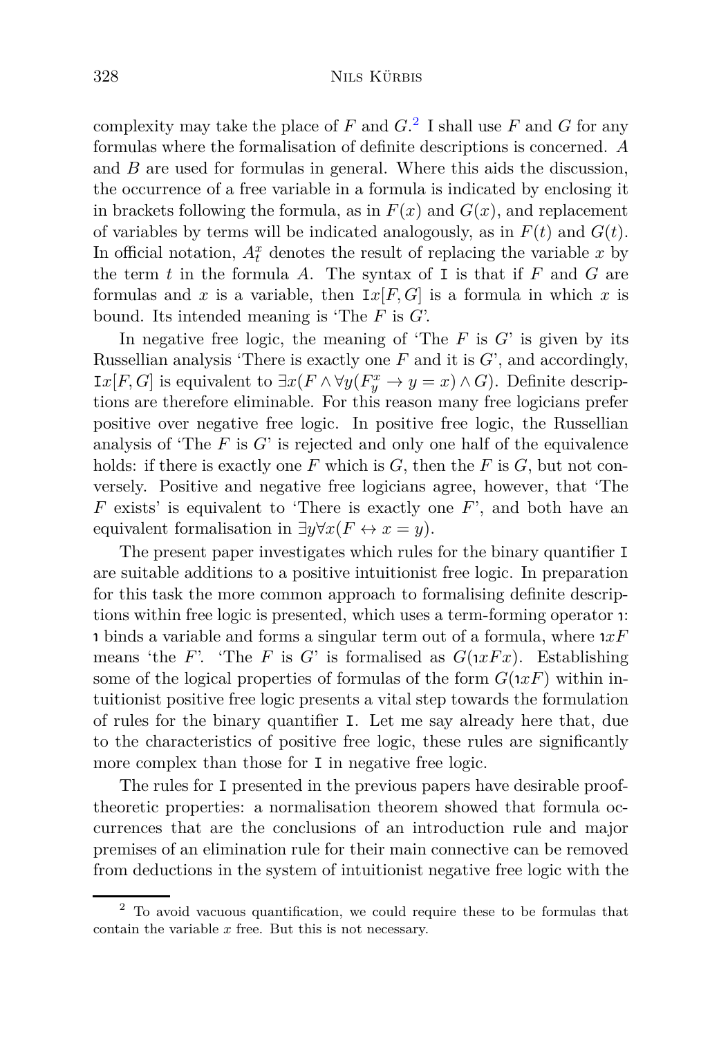complexity may take the place of $F$ and $G$.[2] I shall use $F$ and $G$ for any formulas where the formalisation of definite descriptions is concerned. $A$ and $B$ are used for formulas in general. Where this aids the discussion, the occurrence of a free variable in a formula is indicated by enclosing it in brackets following the formula, as in $F(x)$ and $G(x)$, and replacement of variables by terms will be indicated analogously, as in $F(t)$ and $G(t)$. In official notation, $A^x_t$ denotes the result of replacing the variable $x$ by the term $t$ in the formula $A$. The syntax of $\mathtt{I}$ is that if $F$ and $G$ are formulas and $x$ is a variable, then $\mathtt{I}x[F, G]$ is a formula in which $x$ is bound. Its intended meaning is 'The $F$ is $G$'.

In negative free logic, the meaning of 'The $F$ is $G$' is given by its Russellian analysis 'There is exactly one $F$ and it is $G$', and accordingly, $\mathtt{I}x[F, G]$ is equivalent to $\exists x(F \wedge \forall y(F^x_y \rightarrow y = x) \wedge G)$. Definite descriptions are therefore eliminable. For this reason many free logicians prefer positive over negative free logic. In positive free logic, the Russellian analysis of 'The $F$ is $G$' is rejected and only one half of the equivalence holds: if there is exactly one $F$ which is $G$, then the $F$ is $G$, but not conversely. Positive and negative free logicians agree, however, that 'The $F$ exists' is equivalent to 'There is exactly one $F$', and both have an equivalent formalisation in $\exists y\forall x(F \leftrightarrow x = y)$.

The present paper investigates which rules for the binary quantifier $\mathtt{I}$ are suitable additions to a positive intuitionist free logic. In preparation for this task the more common approach to formalising definite descriptions within free logic is presented, which uses a term-forming operator $\iota$: $\iota$ binds a variable and forms a singular term out of a formula, where $\iota xF$ means 'the $F$'. 'The $F$ is $G$' is formalised as $G(\iota xFx)$. Establishing some of the logical properties of formulas of the form $G(\iota xF)$ within intuitionist positive free logic presents a vital step towards the formulation of rules for the binary quantifier $\mathtt{I}$. Let me say already here that, due to the characteristics of positive free logic, these rules are significantly more complex than those for $\mathtt{I}$ in negative free logic.

The rules for $\mathtt{I}$ presented in the previous papers have desirable proof-theoretic properties: a normalisation theorem showed that formula occurrences that are the conclusions of an introduction rule and major premises of an elimination rule for their main connective can be removed from deductions in the system of intuitionist negative free logic with the

[2] To avoid vacuous quantification, we could require these to be formulas that contain the variable $x$ free. But this is not necessary.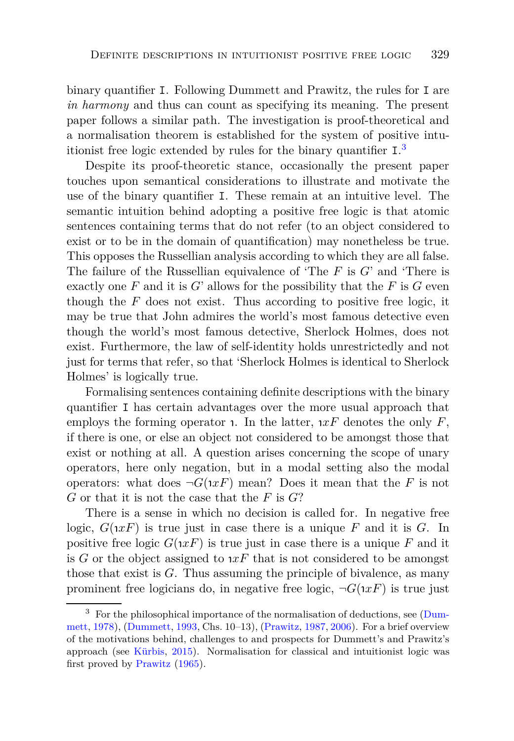binary quantifier I. Following Dummett and Prawitz, the rules for I are *in harmony* and thus can count as specifying its meaning. The present paper follows a similar path. The investigation is proof-theoretical and a normalisation theorem is established for the system of positive intuitionist free logic extended by rules for the binary quantifier I.[3]

Despite its proof-theoretic stance, occasionally the present paper touches upon semantical considerations to illustrate and motivate the use of the binary quantifier I. These remain at an intuitive level. The semantic intuition behind adopting a positive free logic is that atomic sentences containing terms that do not refer (to an object considered to exist or to be in the domain of quantification) may nonetheless be true. This opposes the Russellian analysis according to which they are all false. The failure of the Russellian equivalence of 'The $F$ is $G$' and 'There is exactly one $F$ and it is $G$' allows for the possibility that the $F$ is $G$ even though the $F$ does not exist. Thus according to positive free logic, it may be true that John admires the world's most famous detective even though the world's most famous detective, Sherlock Holmes, does not exist. Furthermore, the law of self-identity holds unrestrictedly and not just for terms that refer, so that 'Sherlock Holmes is identical to Sherlock Holmes' is logically true.

Formalising sentences containing definite descriptions with the binary quantifier I has certain advantages over the more usual approach that employs the forming operator $\iota$. In the latter, $\iota xF$ denotes the only $F$, if there is one, or else an object not considered to be amongst those that exist or nothing at all. A question arises concerning the scope of unary operators, here only negation, but in a modal setting also the modal operators: what does $\neg G(\iota xF)$ mean? Does it mean that the $F$ is not $G$ or that it is not the case that the $F$ is $G$?

There is a sense in which no decision is called for. In negative free logic, $G(\iota xF)$ is true just in case there is a unique $F$ and it is $G$. In positive free logic $G(\iota xF)$ is true just in case there is a unique $F$ and it is $G$ or the object assigned to $\iota xF$ that is not considered to be amongst those that exist is $G$. Thus assuming the principle of bivalence, as many prominent free logicians do, in negative free logic, $\neg G(\iota xF)$ is true just

[3] For the philosophical importance of the normalisation of deductions, see (Dummett, 1978), (Dummett, 1993, Chs. 10–13), (Prawitz, 1987, 2006). For a brief overview of the motivations behind, challenges to and prospects for Dummett's and Prawitz's approach (see Kürbis, 2015). Normalisation for classical and intuitionist logic was first proved by Prawitz (1965).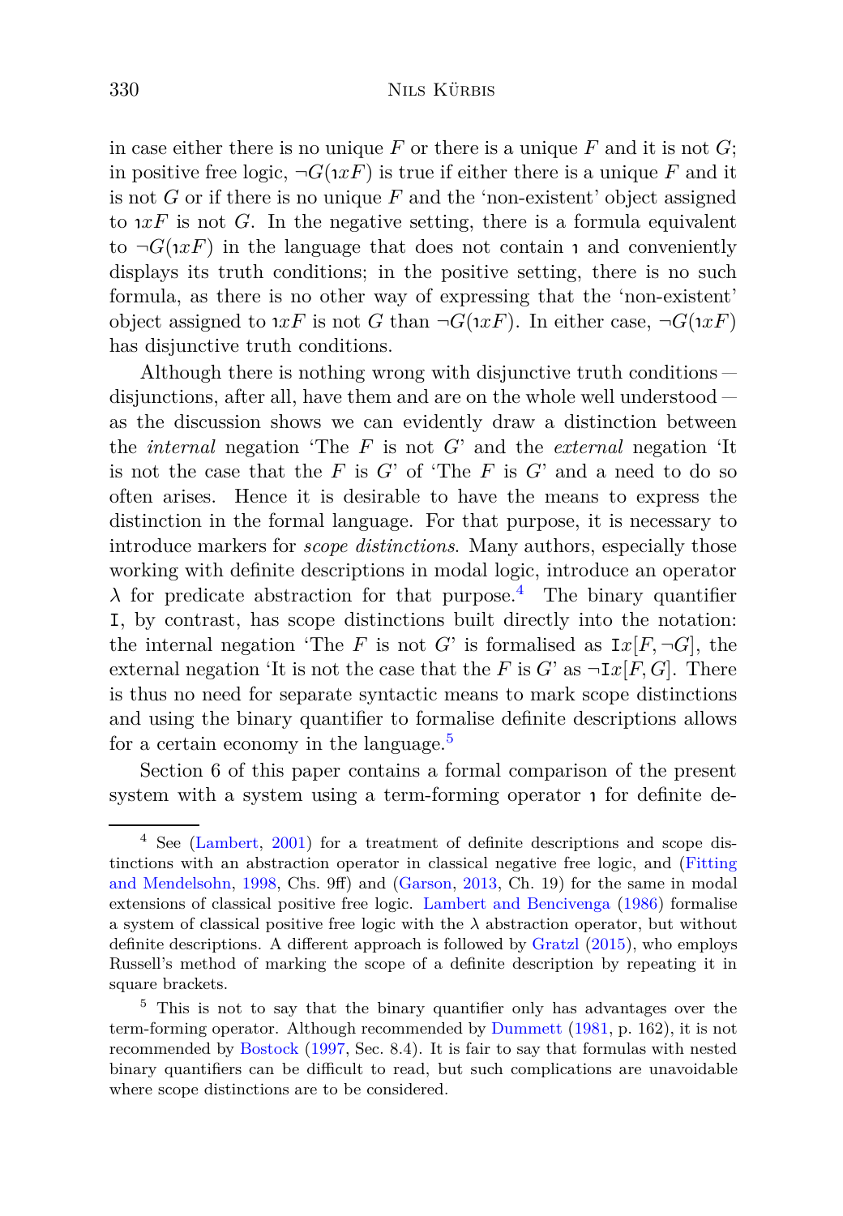in case either there is no unique $F$ or there is a unique $F$ and it is not $G$; in positive free logic, $\neg G(\imath xF)$ is true if either there is a unique $F$ and it is not $G$ or if there is no unique $F$ and the 'non-existent' object assigned to $\imath xF$ is not $G$. In the negative setting, there is a formula equivalent to $\neg G(\imath xF)$ in the language that does not contain $\imath$ and conveniently displays its truth conditions; in the positive setting, there is no such formula, as there is no other way of expressing that the 'non-existent' object assigned to $\imath xF$ is not $G$ than $\neg G(\imath xF)$. In either case, $\neg G(\imath xF)$ has disjunctive truth conditions.

Although there is nothing wrong with disjunctive truth conditions — disjunctions, after all, have them and are on the whole well understood — as the discussion shows we can evidently draw a distinction between the *internal* negation 'The $F$ is not $G$' and the *external* negation 'It is not the case that the $F$ is $G$' of 'The $F$ is $G$' and a need to do so often arises. Hence it is desirable to have the means to express the distinction in the formal language. For that purpose, it is necessary to introduce markers for *scope distinctions*. Many authors, especially those working with definite descriptions in modal logic, introduce an operator $\lambda$ for predicate abstraction for that purpose.[4] The binary quantifier $\mathtt{I}$, by contrast, has scope distinctions built directly into the notation: the internal negation 'The $F$ is not $G$' is formalised as $\mathtt{I}x[F, \neg G]$, the external negation 'It is not the case that the $F$ is $G$' as $\neg\mathtt{I}x[F, G]$. There is thus no need for separate syntactic means to mark scope distinctions and using the binary quantifier to formalise definite descriptions allows for a certain economy in the language.[5]

Section 6 of this paper contains a formal comparison of the present system with a system using a term-forming operator $\imath$ for definite de-

---

[4] See (Lambert, 2001) for a treatment of definite descriptions and scope distinctions with an abstraction operator in classical negative free logic, and (Fitting and Mendelsohn, 1998, Chs. 9ff) and (Garson, 2013, Ch. 19) for the same in modal extensions of classical positive free logic. Lambert and Bencivenga (1986) formalise a system of classical positive free logic with the $\lambda$ abstraction operator, but without definite descriptions. A different approach is followed by Gratzl (2015), who employs Russell's method of marking the scope of a definite description by repeating it in square brackets.

[5] This is not to say that the binary quantifier only has advantages over the term-forming operator. Although recommended by Dummett (1981, p. 162), it is not recommended by Bostock (1997, Sec. 8.4). It is fair to say that formulas with nested binary quantifiers can be difficult to read, but such complications are unavoidable where scope distinctions are to be considered.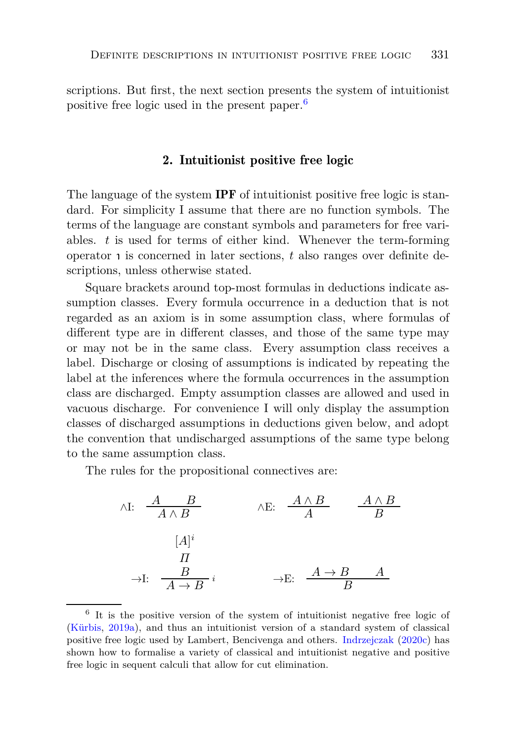scriptions. But first, the next section presents the system of intuitionist positive free logic used in the present paper.[6]

## 2. Intuitionist positive free logic

The language of the system **IPF** of intuitionist positive free logic is standard. For simplicity I assume that there are no function symbols. The terms of the language are constant symbols and parameters for free variables. $t$ is used for terms of either kind. Whenever the term-forming operator $\iota$ is concerned in later sections, $t$ also ranges over definite descriptions, unless otherwise stated.

Square brackets around top-most formulas in deductions indicate assumption classes. Every formula occurrence in a deduction that is not regarded as an axiom is in some assumption class, where formulas of different type are in different classes, and those of the same type may or may not be in the same class. Every assumption class receives a label. Discharge or closing of assumptions is indicated by repeating the label at the inferences where the formula occurrences in the assumption class are discharged. Empty assumption classes are allowed and used in vacuous discharge. For convenience I will only display the assumption classes of discharged assumptions in deductions given below, and adopt the convention that undischarged assumptions of the same type belong to the same assumption class.

The rules for the propositional connectives are:

$$\wedge\text{I:}\quad \frac{A \qquad B}{A \wedge B} \qquad\qquad \wedge\text{E:}\quad \frac{A \wedge B}{A} \qquad \frac{A \wedge B}{B}$$

$$\rightarrow\text{I:}\quad \frac{\begin{matrix}[A]^i \\ \Pi \\ B\end{matrix}}{A \rightarrow B}\, i \qquad\qquad \rightarrow\text{E:}\quad \frac{A \rightarrow B \qquad A}{B}$$

[6] It is the positive version of the system of intuitionist negative free logic of (Kürbis, 2019a), and thus an intuitionist version of a standard system of classical positive free logic used by Lambert, Bencivenga and others. Indrzejczak (2020c) has shown how to formalise a variety of classical and intuitionist negative and positive free logic in sequent calculi that allow for cut elimination.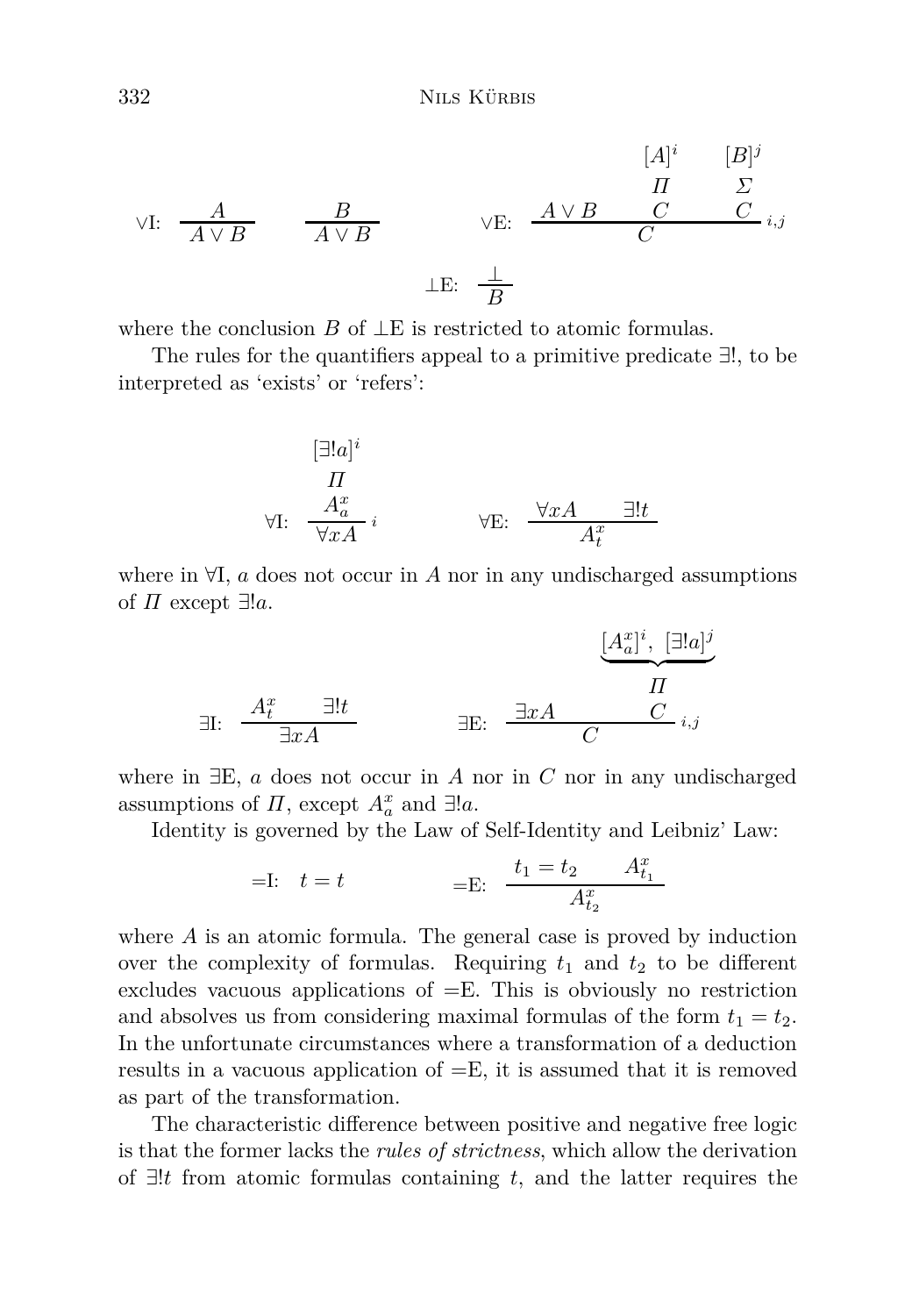$$
\vee\text{I:}\quad \frac{A}{A \vee B} \qquad \frac{B}{A \vee B} \qquad\qquad \vee\text{E:}\quad \frac{A \vee B \qquad \begin{array}{c}[A]^i \\ \Pi \\ C\end{array} \qquad \begin{array}{c}[B]^j \\ \Sigma \\ C\end{array}}{C}\,{}_{i,j}
$$

$$
\bot\text{E:}\quad \frac{\bot}{B}
$$

where the conclusion $B$ of $\bot$E is restricted to atomic formulas.

The rules for the quantifiers appeal to a primitive predicate $\exists!$, to be interpreted as 'exists' or 'refers':

$$
\forall\text{I:}\quad \frac{\begin{array}{c}[\exists! a]^i \\ \Pi \\ A^x_a\end{array}}{\forall x A}\,{}_i \qquad\qquad \forall\text{E:}\quad \frac{\forall x A \qquad \exists! t}{A^x_t}
$$

where in $\forall$I, $a$ does not occur in $A$ nor in any undischarged assumptions of $\Pi$ except $\exists! a$.

$$
\exists\text{I:}\quad \frac{A^x_t \qquad \exists! t}{\exists x A} \qquad\qquad \exists\text{E:}\quad \frac{\exists x A \qquad \begin{array}{c}\underbrace{[A^x_a]^i,\ [\exists! a]^j} \\ \Pi \\ C\end{array}}{C}\,{}_{i,j}
$$

where in $\exists$E, $a$ does not occur in $A$ nor in $C$ nor in any undischarged assumptions of $\Pi$, except $A^x_a$ and $\exists! a$.

Identity is governed by the Law of Self-Identity and Leibniz' Law:

$$
=\text{I:}\quad t = t \qquad\qquad =\text{E:}\quad \frac{t_1 = t_2 \qquad A^x_{t_1}}{A^x_{t_2}}
$$

where $A$ is an atomic formula. The general case is proved by induction over the complexity of formulas. Requiring $t_1$ and $t_2$ to be different excludes vacuous applications of =E. This is obviously no restriction and absolves us from considering maximal formulas of the form $t_1 = t_2$. In the unfortunate circumstances where a transformation of a deduction results in a vacuous application of =E, it is assumed that it is removed as part of the transformation.

The characteristic difference between positive and negative free logic is that the former lacks the *rules of strictness*, which allow the derivation of $\exists! t$ from atomic formulas containing $t$, and the latter requires the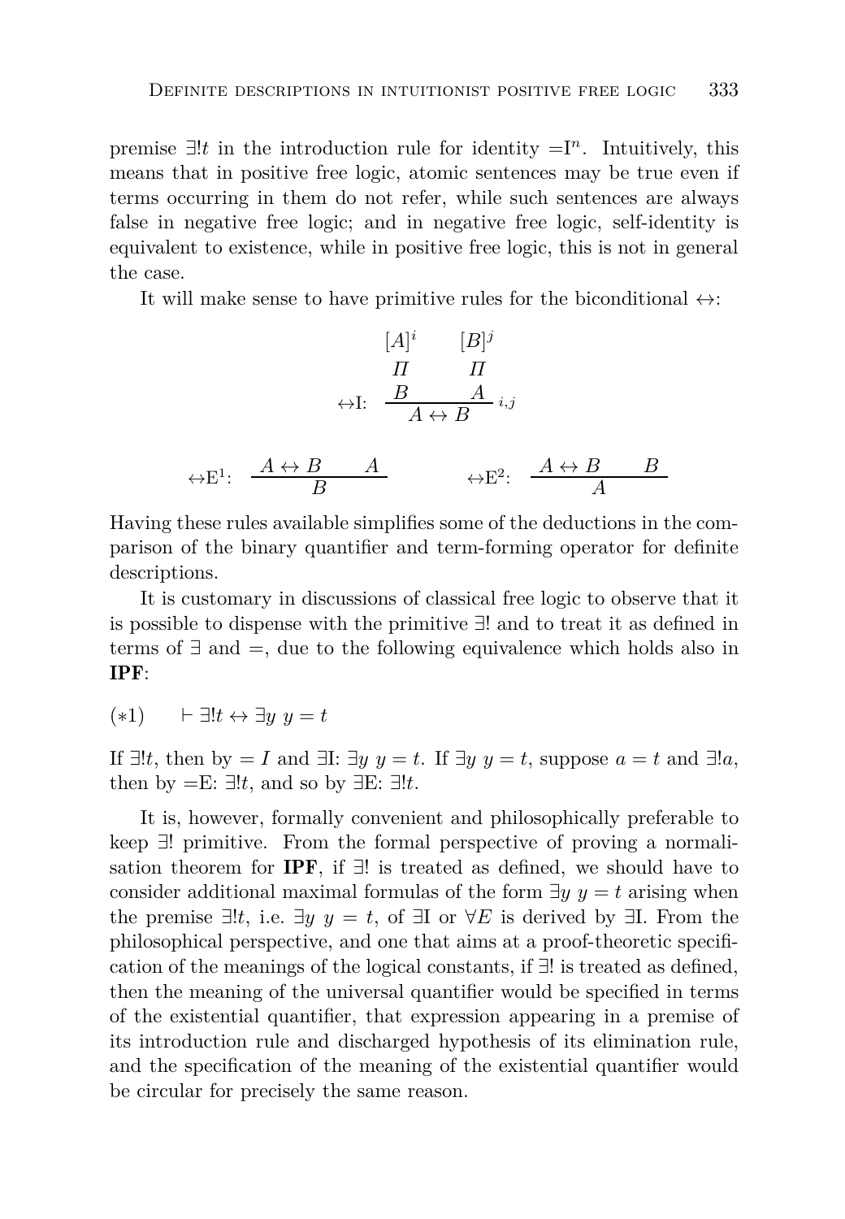premise $\exists!t$ in the introduction rule for identity $=\mathrm{I}^n$. Intuitively, this means that in positive free logic, atomic sentences may be true even if terms occurring in them do not refer, while such sentences are always false in negative free logic; and in negative free logic, self-identity is equivalent to existence, while in positive free logic, this is not in general the case.

It will make sense to have primitive rules for the biconditional $\leftrightarrow$:

$$\leftrightarrow\mathrm{I}:\quad \dfrac{\begin{matrix}[A]^i \\ \Pi \\ B\end{matrix} \qquad \begin{matrix}[B]^j \\ \Pi \\ A\end{matrix}}{A \leftrightarrow B}\,{\scriptstyle i,j}$$

$$\leftrightarrow\mathrm{E}^1:\quad \dfrac{A \leftrightarrow B \qquad A}{B} \qquad\qquad \leftrightarrow\mathrm{E}^2:\quad \dfrac{A \leftrightarrow B \qquad B}{A}$$

Having these rules available simplifies some of the deductions in the comparison of the binary quantifier and term-forming operator for definite descriptions.

It is customary in discussions of classical free logic to observe that it is possible to dispense with the primitive $\exists!$ and to treat it as defined in terms of $\exists$ and $=$, due to the following equivalence which holds also in **IPF**:

$(*1) \qquad \vdash \exists!t \leftrightarrow \exists y\; y = t$

If $\exists!t$, then by $= I$ and $\exists$I: $\exists y\; y = t$. If $\exists y\; y = t$, suppose $a = t$ and $\exists!a$, then by $=$E: $\exists!t$, and so by $\exists$E: $\exists!t$.

It is, however, formally convenient and philosophically preferable to keep $\exists!$ primitive. From the formal perspective of proving a normalisation theorem for **IPF**, if $\exists!$ is treated as defined, we should have to consider additional maximal formulas of the form $\exists y\; y = t$ arising when the premise $\exists!t$, i.e. $\exists y\; y = t$, of $\exists$I or $\forall E$ is derived by $\exists$I. From the philosophical perspective, and one that aims at a proof-theoretic specification of the meanings of the logical constants, if $\exists!$ is treated as defined, then the meaning of the universal quantifier would be specified in terms of the existential quantifier, that expression appearing in a premise of its introduction rule and discharged hypothesis of its elimination rule, and the specification of the meaning of the existential quantifier would be circular for precisely the same reason.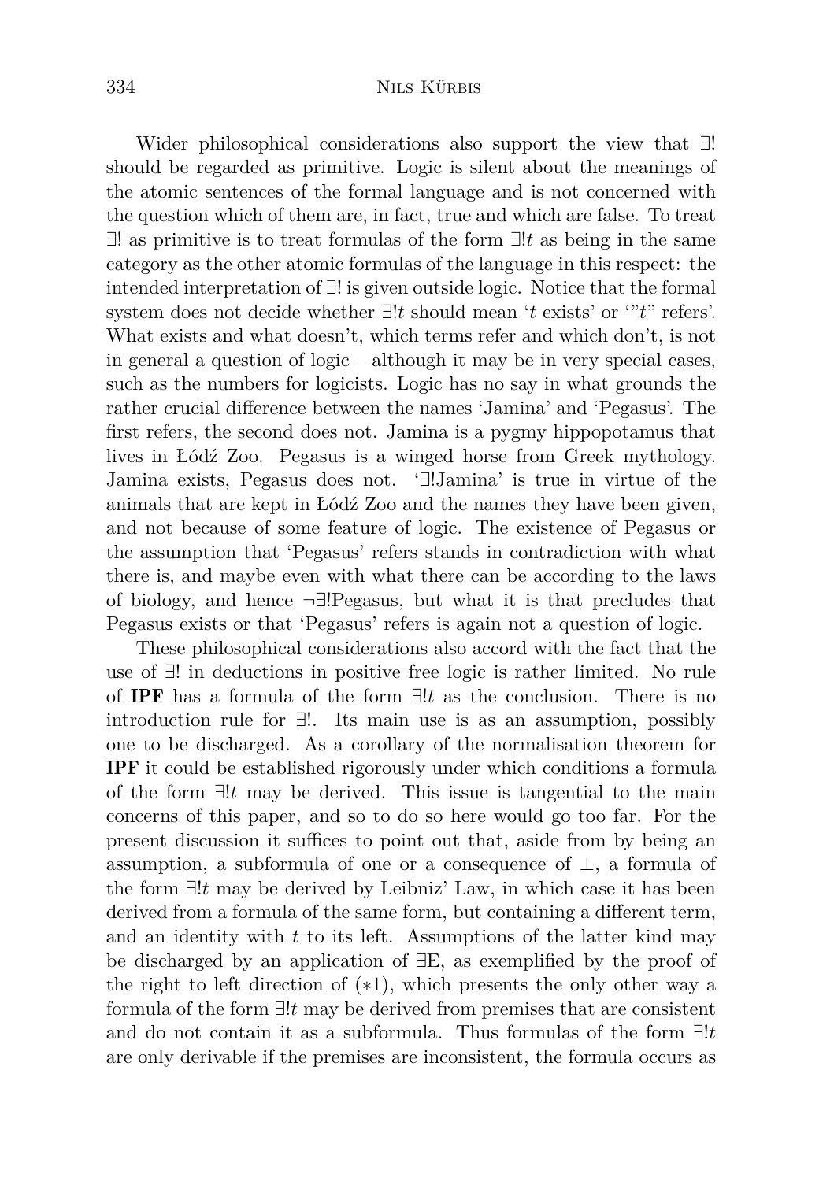Wider philosophical considerations also support the view that ∃! should be regarded as primitive. Logic is silent about the meanings of the atomic sentences of the formal language and is not concerned with the question which of them are, in fact, true and which are false. To treat ∃! as primitive is to treat formulas of the form ∃!$t$ as being in the same category as the other atomic formulas of the language in this respect: the intended interpretation of ∃! is given outside logic. Notice that the formal system does not decide whether ∃!$t$ should mean '$t$ exists' or '"$t$" refers'. What exists and what doesn't, which terms refer and which don't, is not in general a question of logic — although it may be in very special cases, such as the numbers for logicists. Logic has no say in what grounds the rather crucial difference between the names 'Jamina' and 'Pegasus'. The first refers, the second does not. Jamina is a pygmy hippopotamus that lives in Łódź Zoo. Pegasus is a winged horse from Greek mythology. Jamina exists, Pegasus does not. '∃!Jamina' is true in virtue of the animals that are kept in Łódź Zoo and the names they have been given, and not because of some feature of logic. The existence of Pegasus or the assumption that 'Pegasus' refers stands in contradiction with what there is, and maybe even with what there can be according to the laws of biology, and hence ¬∃!Pegasus, but what it is that precludes that Pegasus exists or that 'Pegasus' refers is again not a question of logic.

These philosophical considerations also accord with the fact that the use of ∃! in deductions in positive free logic is rather limited. No rule of **IPF** has a formula of the form ∃!$t$ as the conclusion. There is no introduction rule for ∃!. Its main use is as an assumption, possibly one to be discharged. As a corollary of the normalisation theorem for **IPF** it could be established rigorously under which conditions a formula of the form ∃!$t$ may be derived. This issue is tangential to the main concerns of this paper, and so to do so here would go too far. For the present discussion it suffices to point out that, aside from by being an assumption, a subformula of one or a consequence of ⊥, a formula of the form ∃!$t$ may be derived by Leibniz' Law, in which case it has been derived from a formula of the same form, but containing a different term, and an identity with $t$ to its left. Assumptions of the latter kind may be discharged by an application of ∃E, as exemplified by the proof of the right to left direction of (∗1), which presents the only other way a formula of the form ∃!$t$ may be derived from premises that are consistent and do not contain it as a subformula. Thus formulas of the form ∃!$t$ are only derivable if the premises are inconsistent, the formula occurs as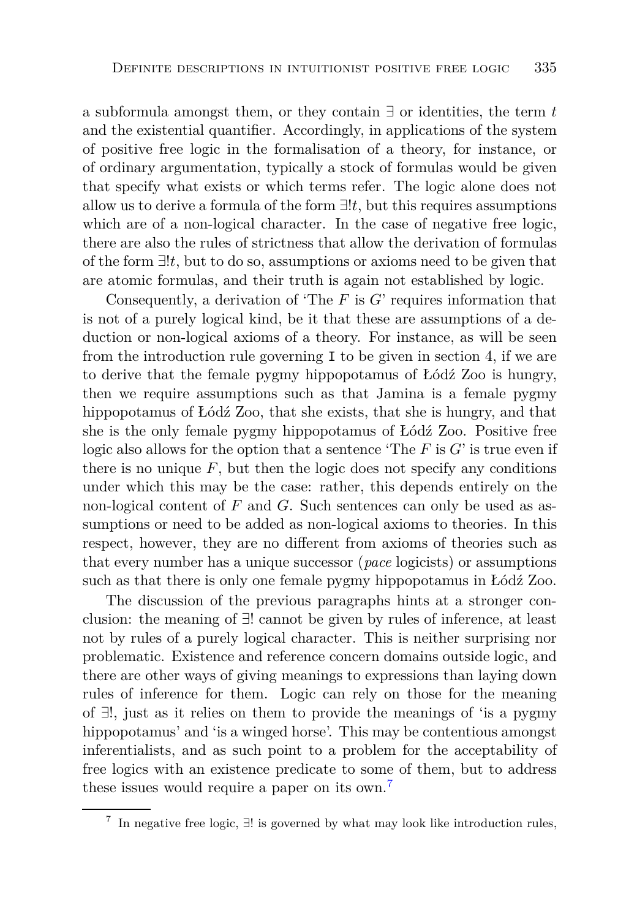a subformula amongst them, or they contain $\exists$ or identities, the term $t$ and the existential quantifier. Accordingly, in applications of the system of positive free logic in the formalisation of a theory, for instance, or of ordinary argumentation, typically a stock of formulas would be given that specify what exists or which terms refer. The logic alone does not allow us to derive a formula of the form $\exists!t$, but this requires assumptions which are of a non-logical character. In the case of negative free logic, there are also the rules of strictness that allow the derivation of formulas of the form $\exists!t$, but to do so, assumptions or axioms need to be given that are atomic formulas, and their truth is again not established by logic.

Consequently, a derivation of 'The $F$ is $G$' requires information that is not of a purely logical kind, be it that these are assumptions of a deduction or non-logical axioms of a theory. For instance, as will be seen from the introduction rule governing `I` to be given in section 4, if we are to derive that the female pygmy hippopotamus of Łódź Zoo is hungry, then we require assumptions such as that Jamina is a female pygmy hippopotamus of Łódź Zoo, that she exists, that she is hungry, and that she is the only female pygmy hippopotamus of Łódź Zoo. Positive free logic also allows for the option that a sentence 'The $F$ is $G$' is true even if there is no unique $F$, but then the logic does not specify any conditions under which this may be the case: rather, this depends entirely on the non-logical content of $F$ and $G$. Such sentences can only be used as assumptions or need to be added as non-logical axioms to theories. In this respect, however, they are no different from axioms of theories such as that every number has a unique successor (*pace* logicists) or assumptions such as that there is only one female pygmy hippopotamus in Łódź Zoo.

The discussion of the previous paragraphs hints at a stronger conclusion: the meaning of $\exists!$ cannot be given by rules of inference, at least not by rules of a purely logical character. This is neither surprising nor problematic. Existence and reference concern domains outside logic, and there are other ways of giving meanings to expressions than laying down rules of inference for them. Logic can rely on those for the meaning of $\exists!$, just as it relies on them to provide the meanings of 'is a pygmy hippopotamus' and 'is a winged horse'. This may be contentious amongst inferentialists, and as such point to a problem for the acceptability of free logics with an existence predicate to some of them, but to address these issues would require a paper on its own.[7]

[7] In negative free logic, $\exists!$ is governed by what may look like introduction rules,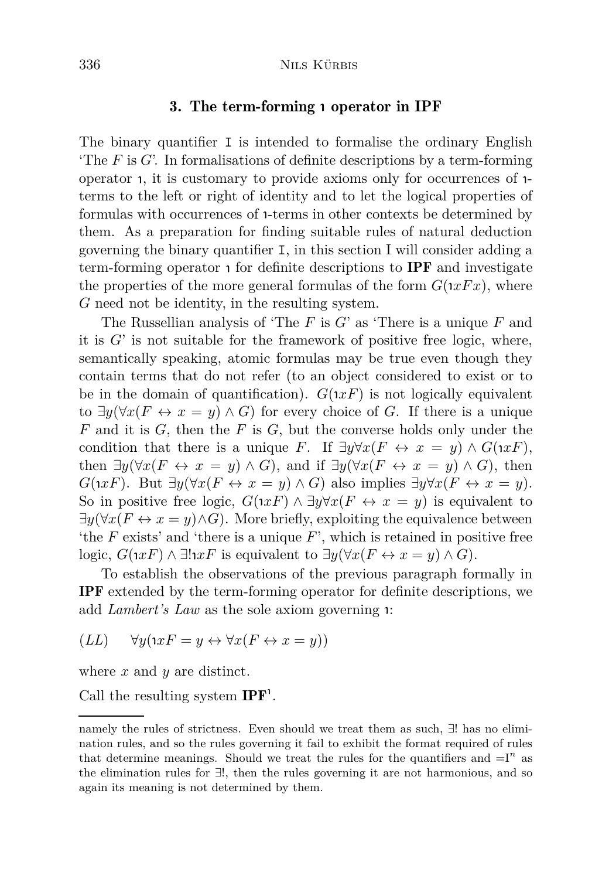## 3. The term-forming ı operator in IPF

The binary quantifier I is intended to formalise the ordinary English 'The $F$ is $G$'. In formalisations of definite descriptions by a term-forming operator ı, it is customary to provide axioms only for occurrences of ı-terms to the left or right of identity and to let the logical properties of formulas with occurrences of ı-terms in other contexts be determined by them. As a preparation for finding suitable rules of natural deduction governing the binary quantifier I, in this section I will consider adding a term-forming operator ı for definite descriptions to **IPF** and investigate the properties of the more general formulas of the form $G(\imath xFx)$, where $G$ need not be identity, in the resulting system.

The Russellian analysis of 'The $F$ is $G$' as 'There is a unique $F$ and it is $G$' is not suitable for the framework of positive free logic, where, semantically speaking, atomic formulas may be true even though they contain terms that do not refer (to an object considered to exist or to be in the domain of quantification). $G(\imath xF)$ is not logically equivalent to $\exists y(\forall x(F \leftrightarrow x = y) \land G)$ for every choice of $G$. If there is a unique $F$ and it is $G$, then the $F$ is $G$, but the converse holds only under the condition that there is a unique $F$. If $\exists y \forall x(F \leftrightarrow x = y) \land G(\imath xF)$, then $\exists y(\forall x(F \leftrightarrow x = y) \land G)$, and if $\exists y(\forall x(F \leftrightarrow x = y) \land G)$, then $G(\imath xF)$. But $\exists y(\forall x(F \leftrightarrow x = y) \land G)$ also implies $\exists y \forall x(F \leftrightarrow x = y)$. So in positive free logic, $G(\imath xF) \land \exists y \forall x(F \leftrightarrow x = y)$ is equivalent to $\exists y(\forall x(F \leftrightarrow x = y) \land G)$. More briefly, exploiting the equivalence between 'the $F$ exists' and 'there is a unique $F$', which is retained in positive free logic, $G(\imath xF) \land \exists! \imath xF$ is equivalent to $\exists y(\forall x(F \leftrightarrow x = y) \land G)$.

To establish the observations of the previous paragraph formally in **IPF** extended by the term-forming operator for definite descriptions, we add *Lambert's Law* as the sole axiom governing ı:

$$(LL) \qquad \forall y(\imath xF = y \leftrightarrow \forall x(F \leftrightarrow x = y))$$

where $x$ and $y$ are distinct.

Call the resulting system $\mathbf{IPF}^{\imath}$.

---

namely the rules of strictness. Even should we treat them as such, $\exists!$ has no elimination rules, and so the rules governing it fail to exhibit the format required of rules that determine meanings. Should we treat the rules for the quantifiers and $=\mathrm{I}^n$ as the elimination rules for $\exists!$, then the rules governing it are not harmonious, and so again its meaning is not determined by them.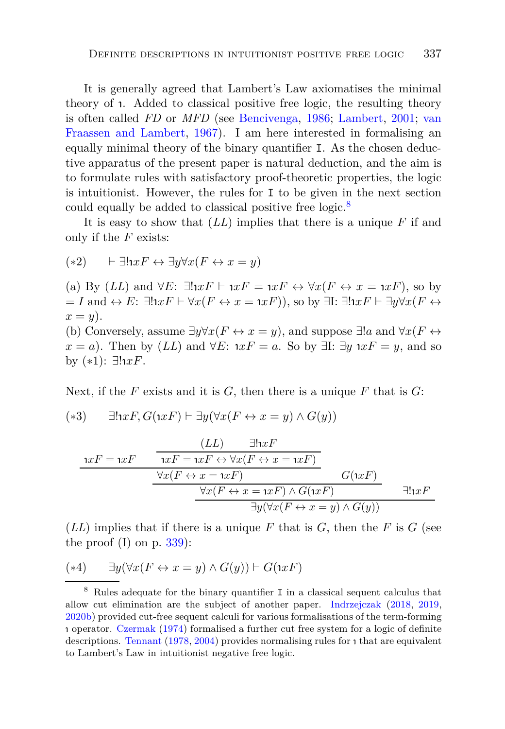It is generally agreed that Lambert's Law axiomatises the minimal theory of $\iota$. Added to classical positive free logic, the resulting theory is often called *FD* or *MFD* (see Bencivenga, 1986; Lambert, 2001; van Fraassen and Lambert, 1967). I am here interested in formalising an equally minimal theory of the binary quantifier $\mathtt{I}$. As the chosen deductive apparatus of the present paper is natural deduction, and the aim is to formulate rules with satisfactory proof-theoretic properties, the logic is intuitionist. However, the rules for $\mathtt{I}$ to be given in the next section could equally be added to classical positive free logic.[8]

It is easy to show that $(LL)$ implies that there is a unique $F$ if and only if the $F$ exists:

$$(*2) \qquad \vdash \exists!\iota xF \leftrightarrow \exists y\forall x(F \leftrightarrow x = y)$$

(a) By $(LL)$ and $\forall E$: $\exists!\iota xF \vdash \iota xF = \iota xF \leftrightarrow \forall x(F \leftrightarrow x = \iota xF)$, so by $= I$ and $\leftrightarrow E$: $\exists!\iota xF \vdash \forall x(F \leftrightarrow x = \iota xF))$, so by $\exists$I: $\exists!\iota xF \vdash \exists y\forall x(F \leftrightarrow x = y)$.
(b) Conversely, assume $\exists y\forall x(F \leftrightarrow x = y)$, and suppose $\exists!a$ and $\forall x(F \leftrightarrow x = a)$. Then by $(LL)$ and $\forall E$: $\iota xF = a$. So by $\exists$I: $\exists y\ \iota xF = y$, and so by $(*1)$: $\exists!\iota xF$.

Next, if the $F$ exists and it is $G$, then there is a unique $F$ that is $G$:

$$(*3) \qquad \exists!\iota xF, G(\iota xF) \vdash \exists y(\forall x(F \leftrightarrow x = y) \wedge G(y))$$

$$\dfrac{\dfrac{\dfrac{\iota xF = \iota xF \qquad \dfrac{(LL) \qquad \exists!\iota xF}{\iota xF = \iota xF \leftrightarrow \forall x(F \leftrightarrow x = \iota xF)}}{\forall x(F \leftrightarrow x = \iota xF)} \qquad G(\iota xF)}{\forall x(F \leftrightarrow x = \iota xF) \wedge G(\iota xF)} \qquad \exists!\iota xF}{\exists y(\forall x(F \leftrightarrow x = y) \wedge G(y))}$$

$(LL)$ implies that if there is a unique $F$ that is $G$, then the $F$ is $G$ (see the proof (I) on p. 339):

$$(*4) \qquad \exists y(\forall x(F \leftrightarrow x = y) \wedge G(y)) \vdash G(\iota xF)$$

---

[8] Rules adequate for the binary quantifier $\mathtt{I}$ in a classical sequent calculus that allow cut elimination are the subject of another paper. Indrzejczak (2018, 2019, 2020b) provided cut-free sequent calculi for various formalisations of the term-forming $\iota$ operator. Czermak (1974) formalised a further cut free system for a logic of definite descriptions. Tennant (1978, 2004) provides normalising rules for $\iota$ that are equivalent to Lambert's Law in intuitionist negative free logic.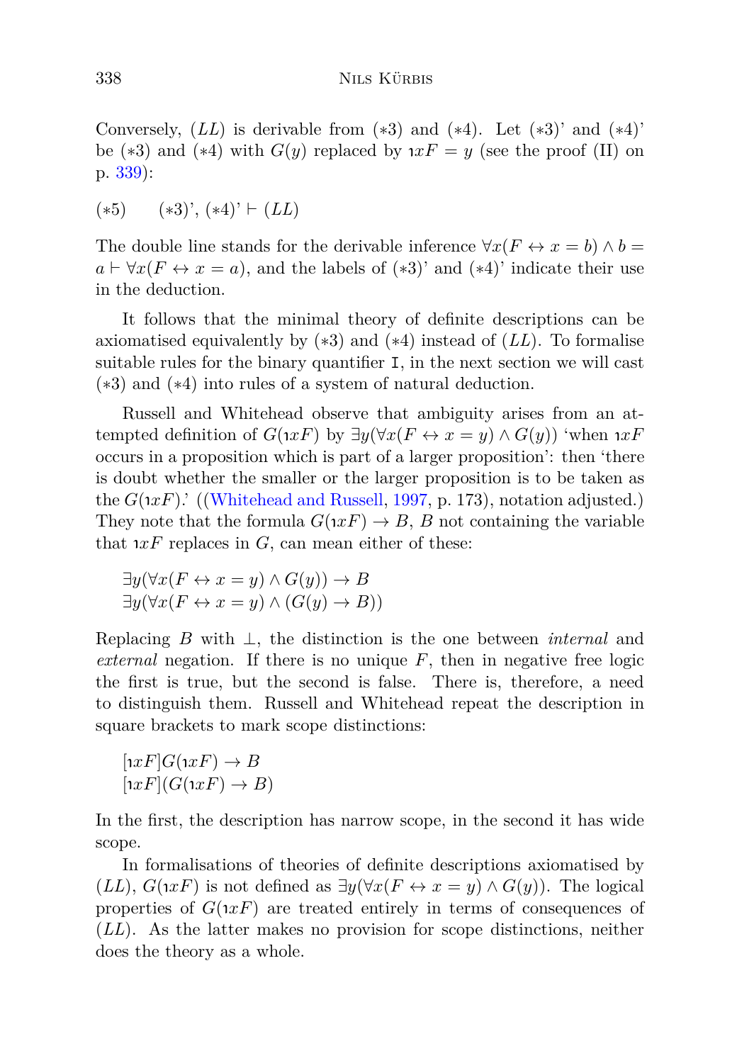Conversely, $(LL)$ is derivable from $(*3)$ and $(*4)$. Let $(*3)$' and $(*4)$' be $(*3)$ and $(*4)$ with $G(y)$ replaced by $\imath xF = y$ (see the proof (II) on p. 339):

$(*5)$ $\quad$ $(*3)$', $(*4)$' $\vdash (LL)$

The double line stands for the derivable inference $\forall x(F \leftrightarrow x = b) \wedge b = a \vdash \forall x(F \leftrightarrow x = a)$, and the labels of $(*3)$' and $(*4)$' indicate their use in the deduction.

It follows that the minimal theory of definite descriptions can be axiomatised equivalently by $(*3)$ and $(*4)$ instead of $(LL)$. To formalise suitable rules for the binary quantifier $\mathtt{I}$, in the next section we will cast $(*3)$ and $(*4)$ into rules of a system of natural deduction.

Russell and Whitehead observe that ambiguity arises from an attempted definition of $G(\imath xF)$ by $\exists y(\forall x(F \leftrightarrow x = y) \wedge G(y))$ 'when $\imath xF$ occurs in a proposition which is part of a larger proposition': then 'there is doubt whether the smaller or the larger proposition is to be taken as the $G(\imath xF)$.' ((Whitehead and Russell, 1997, p. 173), notation adjusted.) They note that the formula $G(\imath xF) \rightarrow B$, $B$ not containing the variable that $\imath xF$ replaces in $G$, can mean either of these:

$$\exists y(\forall x(F \leftrightarrow x = y) \wedge G(y)) \rightarrow B$$
$$\exists y(\forall x(F \leftrightarrow x = y) \wedge (G(y) \rightarrow B))$$

Replacing $B$ with $\bot$, the distinction is the one between *internal* and *external* negation. If there is no unique $F$, then in negative free logic the first is true, but the second is false. There is, therefore, a need to distinguish them. Russell and Whitehead repeat the description in square brackets to mark scope distinctions:

$$[\imath xF]G(\imath xF) \rightarrow B$$
$$[\imath xF](G(\imath xF) \rightarrow B)$$

In the first, the description has narrow scope, in the second it has wide scope.

In formalisations of theories of definite descriptions axiomatised by $(LL)$, $G(\imath xF)$ is not defined as $\exists y(\forall x(F \leftrightarrow x = y) \wedge G(y))$. The logical properties of $G(\imath xF)$ are treated entirely in terms of consequences of $(LL)$. As the latter makes no provision for scope distinctions, neither does the theory as a whole.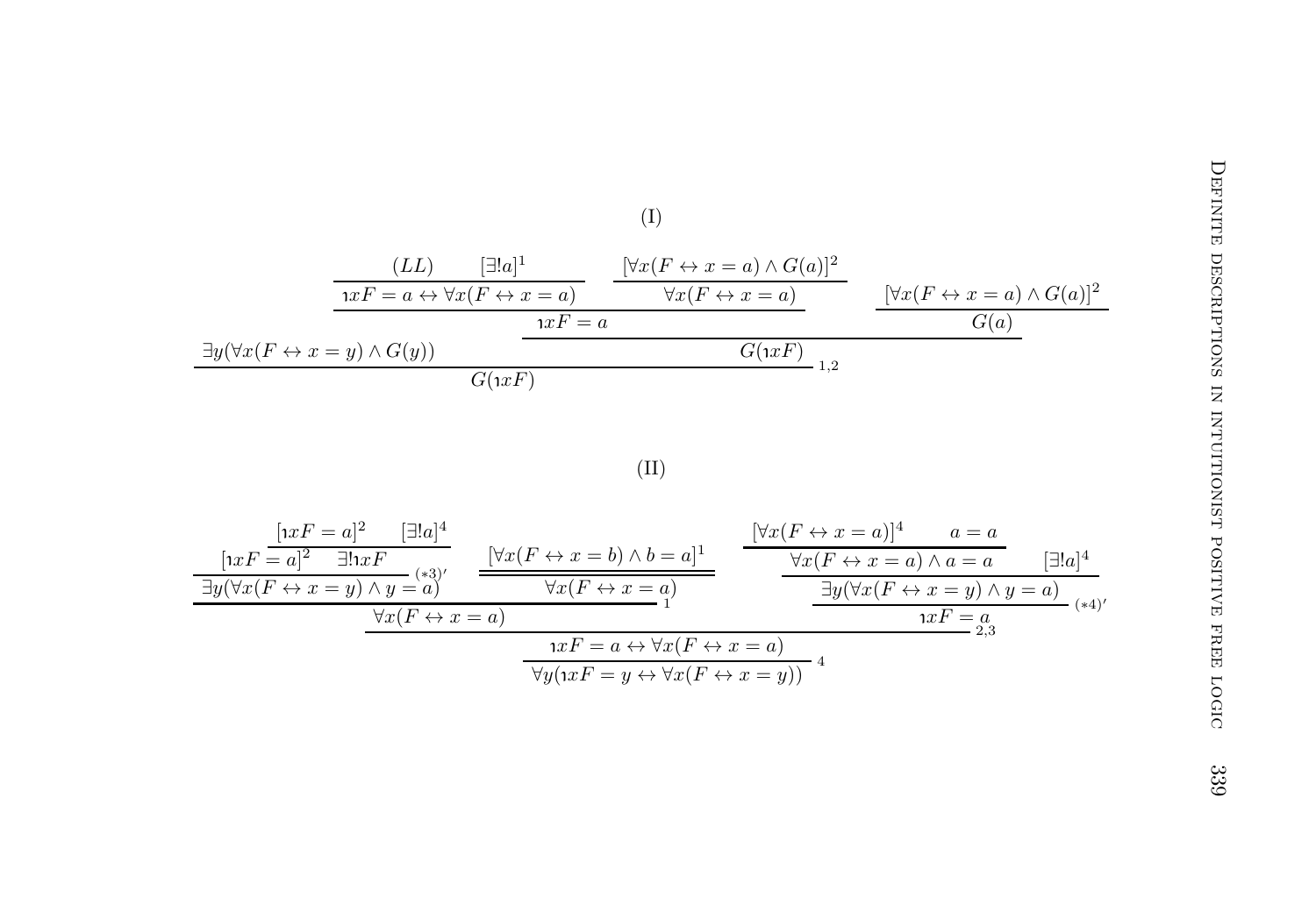(I)

$$
\dfrac{\exists y(\forall x(F \leftrightarrow x = y) \land G(y)) \qquad \dfrac{\dfrac{\dfrac{(LL) \qquad [\exists! a]^1}{\imath x F = a \leftrightarrow \forall x(F \leftrightarrow x = a)} \qquad \dfrac{[\forall x(F \leftrightarrow x = a) \land G(a)]^2}{\forall x(F \leftrightarrow x = a)}}{\imath x F = a} \qquad \dfrac{[\forall x(F \leftrightarrow x = a) \land G(a)]^2}{G(a)}}{G(\imath x F)}}{G(\imath x F)}\ {}_{1,2}
$$

(II)

$$
\dfrac{\dfrac{\dfrac{\dfrac{[\imath x F = a]^2 \qquad \dfrac{[\imath x F = a]^2 \qquad [\exists! a]^4}{\exists! \imath x F}}{\exists y(\forall x(F \leftrightarrow x = y) \land y = a)}\ {}^{(*3)'} \qquad \dfrac{[\forall x(F \leftrightarrow x = b) \land b = a]^1}{\forall x(F \leftrightarrow x = a)}}{\forall x(F \leftrightarrow x = a)}\ {}_{1} \qquad \dfrac{\dfrac{\dfrac{[\forall x(F \leftrightarrow x = a)]^4 \qquad a = a}{\forall x(F \leftrightarrow x = a) \land a = a}}{\exists y(\forall x(F \leftrightarrow x = y) \land y = a)} \qquad [\exists! a]^4}{\imath x F = a}\ {}^{(*4)'}}{\imath x F = a \leftrightarrow \forall x(F \leftrightarrow x = a)}\ {}_{2,3}}{\forall y(\imath x F = y \leftrightarrow \forall x(F \leftrightarrow x = y))}\ {}_{4}
$$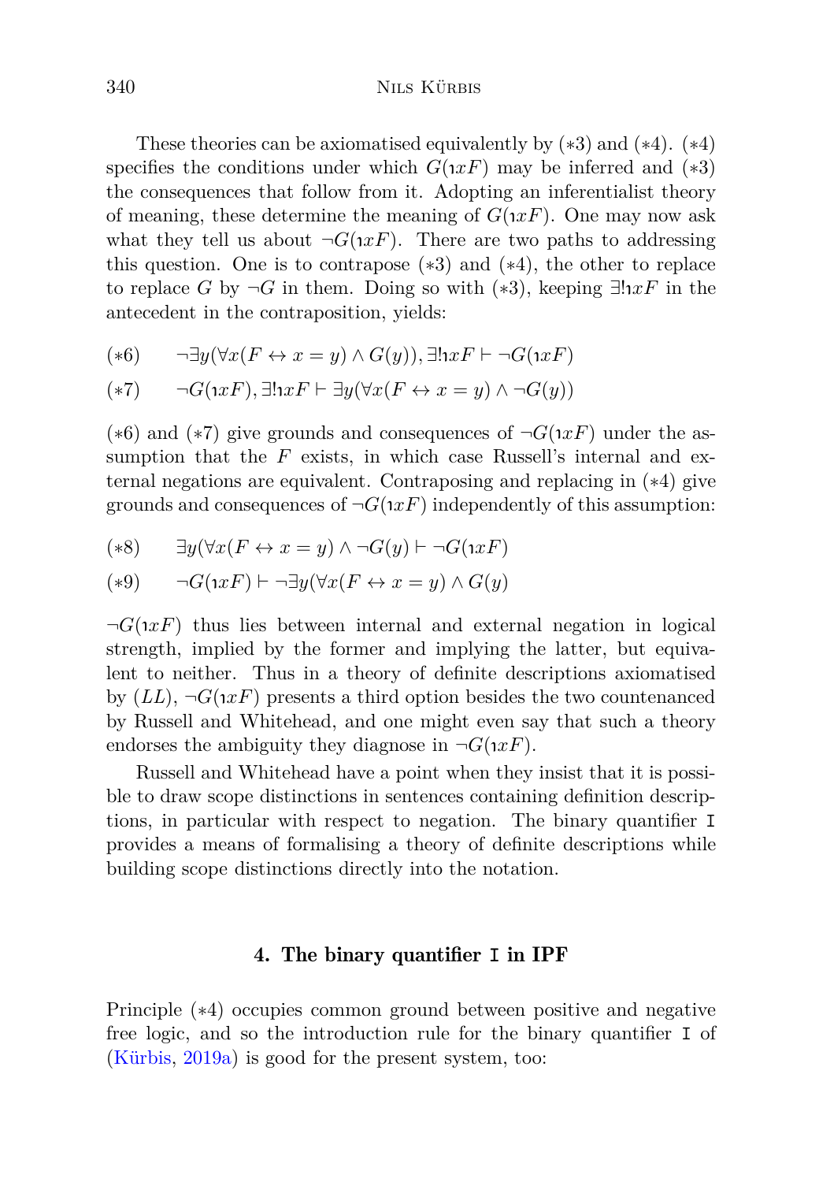These theories can be axiomatised equivalently by (∗3) and (∗4). (∗4) specifies the conditions under which $G(\imath xF)$ may be inferred and (∗3) the consequences that follow from it. Adopting an inferentialist theory of meaning, these determine the meaning of $G(\imath xF)$. One may now ask what they tell us about $\neg G(\imath xF)$. There are two paths to addressing this question. One is to contrapose (∗3) and (∗4), the other to replace to replace $G$ by $\neg G$ in them. Doing so with (∗3), keeping $\exists!\imath xF$ in the antecedent in the contraposition, yields:

(∗6) $\quad \neg\exists y(\forall x(F \leftrightarrow x = y) \wedge G(y)), \exists!\imath xF \vdash \neg G(\imath xF)$

(∗7) $\quad \neg G(\imath xF), \exists!\imath xF \vdash \exists y(\forall x(F \leftrightarrow x = y) \wedge \neg G(y))$

(∗6) and (∗7) give grounds and consequences of $\neg G(\imath xF)$ under the assumption that the $F$ exists, in which case Russell's internal and external negations are equivalent. Contraposing and replacing in (∗4) give grounds and consequences of $\neg G(\imath xF)$ independently of this assumption:

(∗8) $\quad \exists y(\forall x(F \leftrightarrow x = y) \wedge \neg G(y) \vdash \neg G(\imath xF)$

(∗9) $\quad \neg G(\imath xF) \vdash \neg\exists y(\forall x(F \leftrightarrow x = y) \wedge G(y)$

$\neg G(\imath xF)$ thus lies between internal and external negation in logical strength, implied by the former and implying the latter, but equivalent to neither. Thus in a theory of definite descriptions axiomatised by (*LL*), $\neg G(\imath xF)$ presents a third option besides the two countenanced by Russell and Whitehead, and one might even say that such a theory endorses the ambiguity they diagnose in $\neg G(\imath xF)$.

Russell and Whitehead have a point when they insist that it is possible to draw scope distinctions in sentences containing definition descriptions, in particular with respect to negation. The binary quantifier `I` provides a means of formalising a theory of definite descriptions while building scope distinctions directly into the notation.

## 4. The binary quantifier `I` in IPF

Principle (∗4) occupies common ground between positive and negative free logic, and so the introduction rule for the binary quantifier `I` of (Kürbis, 2019a) is good for the present system, too: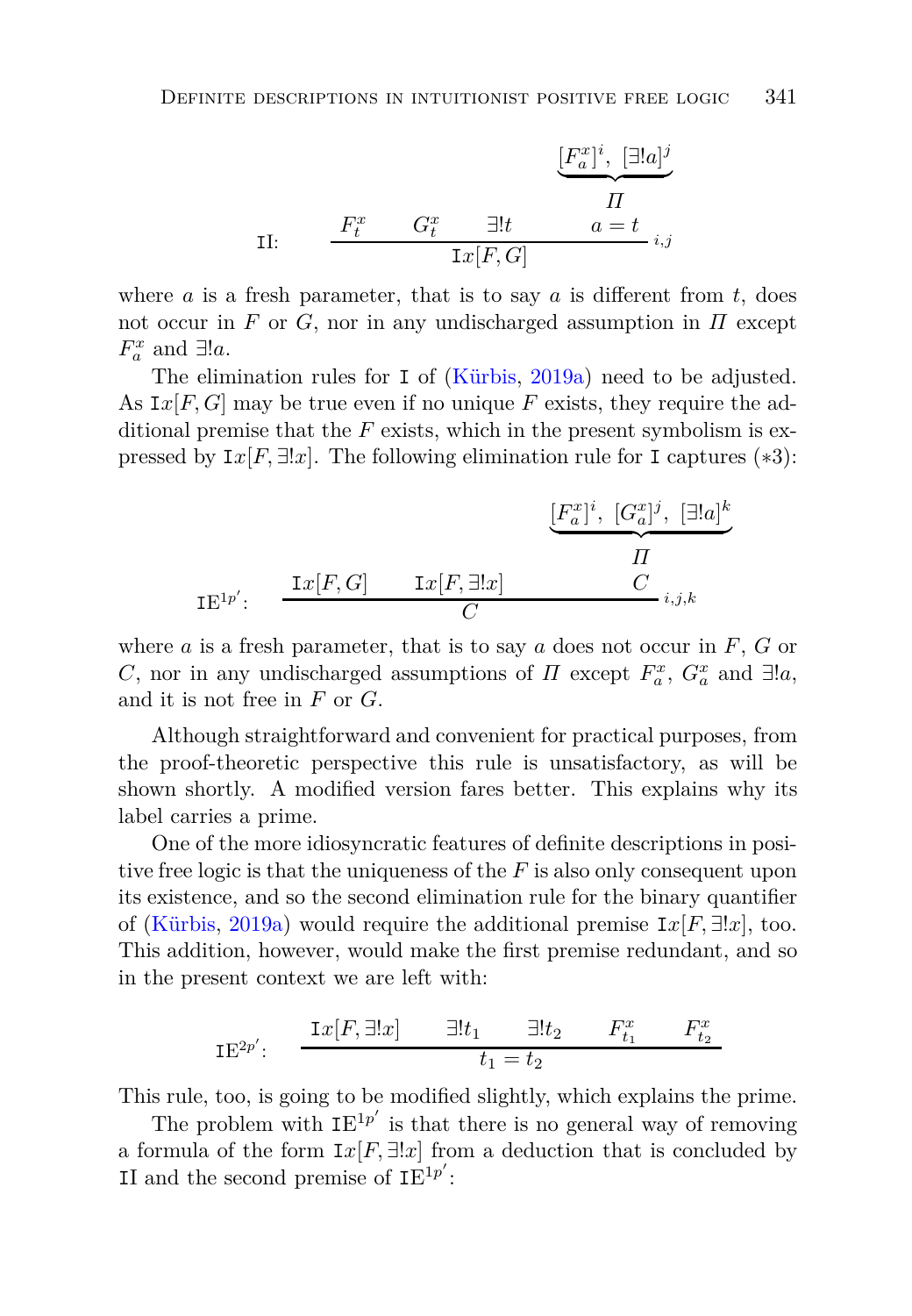$$
\texttt{II}: \quad \dfrac{F^x_t \qquad G^x_t \qquad \exists! t \qquad \begin{matrix} \underbrace{[F^x_a]^i,\ [\exists! a]^j} \\ \Pi \\ a = t \end{matrix}}{\texttt{I}x[F, G]}\ {\scriptstyle i,j}
$$

where $a$ is a fresh parameter, that is to say $a$ is different from $t$, does not occur in $F$ or $G$, nor in any undischarged assumption in $\Pi$ except $F^x_a$ and $\exists! a$.

The elimination rules for $\texttt{I}$ of (Kürbis, 2019a) need to be adjusted. As $\texttt{I}x[F, G]$ may be true even if no unique $F$ exists, they require the additional premise that the $F$ exists, which in the present symbolism is expressed by $\texttt{I}x[F, \exists! x]$. The following elimination rule for $\texttt{I}$ captures ($*3$):

$$
\texttt{IE}^{1p'}: \quad \dfrac{\texttt{I}x[F, G] \qquad \texttt{I}x[F, \exists! x] \qquad \begin{matrix} \underbrace{[F^x_a]^i,\ [G^x_a]^j,\ [\exists! a]^k} \\ \Pi \\ C \end{matrix}}{C}\ {\scriptstyle i,j,k}
$$

where $a$ is a fresh parameter, that is to say $a$ does not occur in $F$, $G$ or $C$, nor in any undischarged assumptions of $\Pi$ except $F^x_a$, $G^x_a$ and $\exists! a$, and it is not free in $F$ or $G$.

Although straightforward and convenient for practical purposes, from the proof-theoretic perspective this rule is unsatisfactory, as will be shown shortly. A modified version fares better. This explains why its label carries a prime.

One of the more idiosyncratic features of definite descriptions in positive free logic is that the uniqueness of the $F$ is also only consequent upon its existence, and so the second elimination rule for the binary quantifier of (Kürbis, 2019a) would require the additional premise $\texttt{I}x[F, \exists! x]$, too. This addition, however, would make the first premise redundant, and so in the present context we are left with:

$$
\texttt{IE}^{2p'}: \quad \dfrac{\texttt{I}x[F, \exists! x] \qquad \exists! t_1 \qquad \exists! t_2 \qquad F^x_{t_1} \qquad F^x_{t_2}}{t_1 = t_2}
$$

This rule, too, is going to be modified slightly, which explains the prime.

The problem with $\texttt{IE}^{1p'}$ is that there is no general way of removing a formula of the form $\texttt{I}x[F, \exists! x]$ from a deduction that is concluded by $\texttt{II}$ and the second premise of $\texttt{IE}^{1p'}$: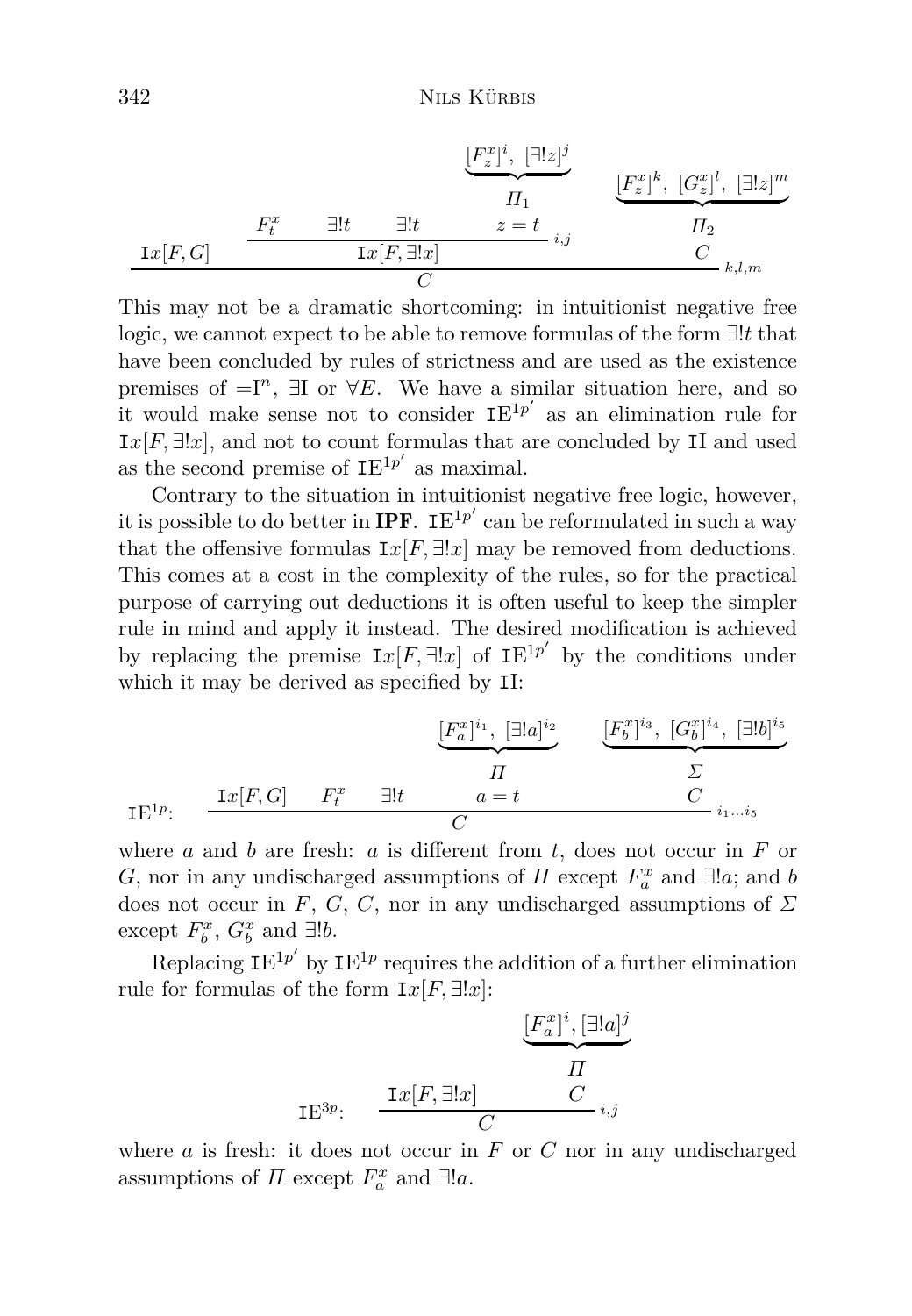$$
\dfrac{\mathtt{I}x[F,G] \qquad \dfrac{F^x_t \qquad \exists! t \qquad \exists! t \qquad \begin{array}{c}\underbrace{[F^x_z]^i,\ [\exists! z]^j}\\ \Pi_1 \\ z = t\end{array}}{\mathtt{I}x[F, \exists! x]}{\scriptstyle i,j} \qquad \begin{array}{c}\underbrace{[F^x_z]^k,\ [G^x_z]^l,\ [\exists! z]^m}\\ \Pi_2 \\ C\end{array}}{C}{\scriptstyle k,l,m}
$$

This may not be a dramatic shortcoming: in intuitionist negative free logic, we cannot expect to be able to remove formulas of the form $\exists! t$ that have been concluded by rules of strictness and are used as the existence premises of $=\mathrm{I}^n$, $\exists\mathrm{I}$ or $\forall E$. We have a similar situation here, and so it would make sense not to consider $\mathtt{I}\mathrm{E}^{1p'}$ as an elimination rule for $\mathtt{I}x[F, \exists! x]$, and not to count formulas that are concluded by $\mathtt{I}\mathrm{I}$ and used as the second premise of $\mathtt{I}\mathrm{E}^{1p'}$ as maximal.

Contrary to the situation in intuitionist negative free logic, however, it is possible to do better in **IPF**. $\mathtt{I}\mathrm{E}^{1p'}$ can be reformulated in such a way that the offensive formulas $\mathtt{I}x[F, \exists! x]$ may be removed from deductions. This comes at a cost in the complexity of the rules, so for the practical purpose of carrying out deductions it is often useful to keep the simpler rule in mind and apply it instead. The desired modification is achieved by replacing the premise $\mathtt{I}x[F, \exists! x]$ of $\mathtt{I}\mathrm{E}^{1p'}$ by the conditions under which it may be derived as specified by $\mathtt{I}\mathrm{I}$:

$$
\mathtt{I}\mathrm{E}^{1p}: \quad \dfrac{\mathtt{I}x[F,G] \qquad F^x_t \qquad \exists! t \qquad \begin{array}{c}\underbrace{[F^x_a]^{i_1},\ [\exists! a]^{i_2}}\\ \Pi \\ a = t\end{array} \qquad \begin{array}{c}\underbrace{[F^x_b]^{i_3},\ [G^x_b]^{i_4},\ [\exists! b]^{i_5}}\\ \Sigma \\ C\end{array}}{C}{\scriptstyle i_1 \ldots i_5}
$$

where $a$ and $b$ are fresh: $a$ is different from $t$, does not occur in $F$ or $G$, nor in any undischarged assumptions of $\Pi$ except $F^x_a$ and $\exists! a$; and $b$ does not occur in $F$, $G$, $C$, nor in any undischarged assumptions of $\Sigma$ except $F^x_b$, $G^x_b$ and $\exists! b$.

Replacing $\mathtt{I}\mathrm{E}^{1p'}$ by $\mathtt{I}\mathrm{E}^{1p}$ requires the addition of a further elimination rule for formulas of the form $\mathtt{I}x[F, \exists! x]$:

$$
\mathtt{I}\mathrm{E}^{3p}: \quad \dfrac{\mathtt{I}x[F, \exists! x] \qquad \begin{array}{c}\underbrace{[F^x_a]^i, [\exists! a]^j}\\ \Pi \\ C\end{array}}{C}{\scriptstyle i,j}
$$

where $a$ is fresh: it does not occur in $F$ or $C$ nor in any undischarged assumptions of $\Pi$ except $F^x_a$ and $\exists! a$.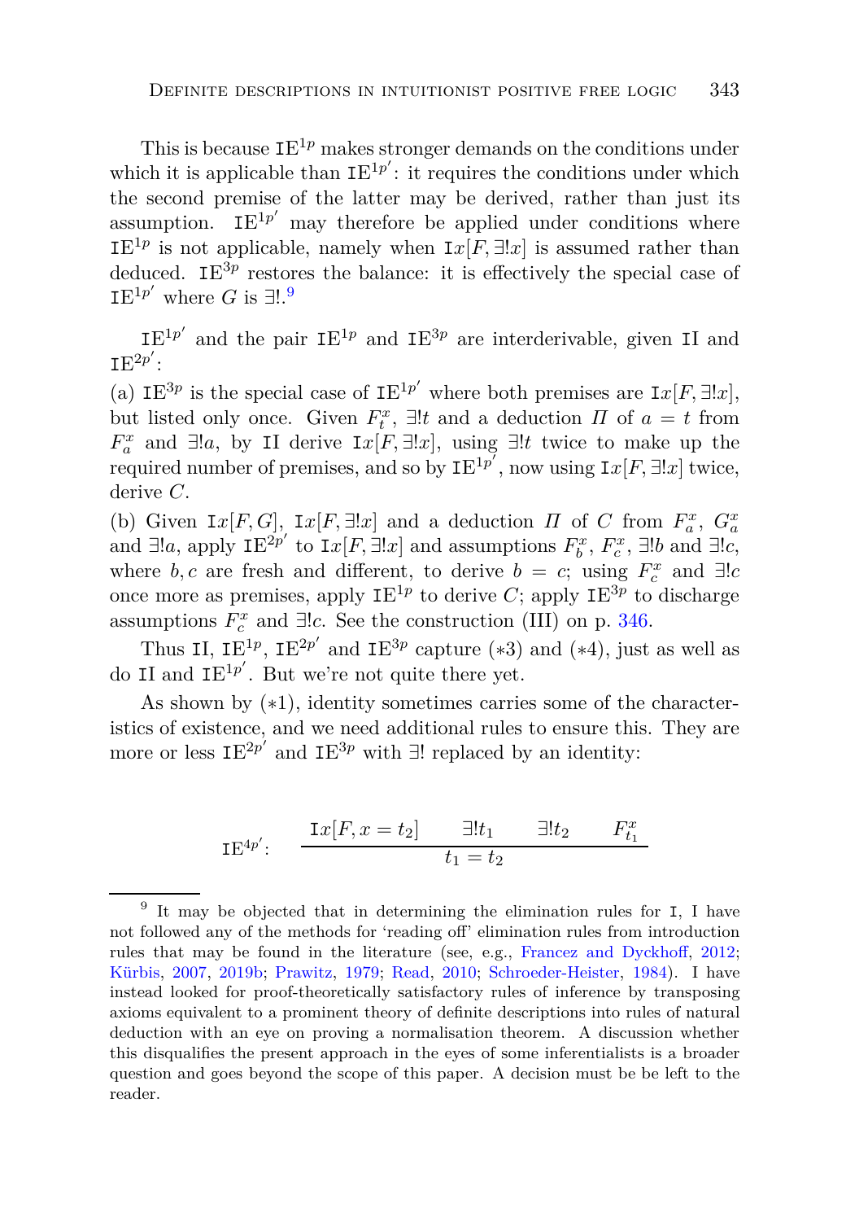This is because $\mathtt{IE}^{1p}$ makes stronger demands on the conditions under which it is applicable than $\mathtt{IE}^{1p'}$: it requires the conditions under which the second premise of the latter may be derived, rather than just its assumption. $\mathtt{IE}^{1p'}$ may therefore be applied under conditions where $\mathtt{IE}^{1p}$ is not applicable, namely when $\mathtt{I}x[F, \exists!x]$ is assumed rather than deduced. $\mathtt{IE}^{3p}$ restores the balance: it is effectively the special case of $\mathtt{IE}^{1p'}$ where $G$ is $\exists!$.[9]

$\mathtt{IE}^{1p'}$ and the pair $\mathtt{IE}^{1p}$ and $\mathtt{IE}^{3p}$ are interderivable, given $\mathtt{II}$ and $\mathtt{IE}^{2p'}$:

(a) $\mathtt{IE}^{3p}$ is the special case of $\mathtt{IE}^{1p'}$ where both premises are $\mathtt{I}x[F, \exists!x]$, but listed only once. Given $F^x_t$, $\exists!t$ and a deduction $\Pi$ of $a = t$ from $F^x_a$ and $\exists!a$, by $\mathtt{II}$ derive $\mathtt{I}x[F, \exists!x]$, using $\exists!t$ twice to make up the required number of premises, and so by $\mathtt{IE}^{1p'}$, now using $\mathtt{I}x[F, \exists!x]$ twice, derive $C$.

(b) Given $\mathtt{I}x[F, G]$, $\mathtt{I}x[F, \exists!x]$ and a deduction $\Pi$ of $C$ from $F^x_a$, $G^x_a$ and $\exists!a$, apply $\mathtt{IE}^{2p'}$ to $\mathtt{I}x[F, \exists!x]$ and assumptions $F^x_b$, $F^x_c$, $\exists!b$ and $\exists!c$, where $b, c$ are fresh and different, to derive $b = c$; using $F^x_c$ and $\exists!c$ once more as premises, apply $\mathtt{IE}^{1p}$ to derive $C$; apply $\mathtt{IE}^{3p}$ to discharge assumptions $F^x_c$ and $\exists!c$. See the construction (III) on p. 346.

Thus $\mathtt{II}$, $\mathtt{IE}^{1p}$, $\mathtt{IE}^{2p'}$ and $\mathtt{IE}^{3p}$ capture (∗3) and (∗4), just as well as do $\mathtt{II}$ and $\mathtt{IE}^{1p'}$. But we're not quite there yet.

As shown by (∗1), identity sometimes carries some of the characteristics of existence, and we need additional rules to ensure this. They are more or less $\mathtt{IE}^{2p'}$ and $\mathtt{IE}^{3p}$ with $\exists!$ replaced by an identity:

$$\mathtt{IE}^{4p'}: \quad \frac{\mathtt{I}x[F, x = t_2] \qquad \exists!t_1 \qquad \exists!t_2 \qquad F^x_{t_1}}{t_1 = t_2}$$

---

[9] It may be objected that in determining the elimination rules for $\mathtt{I}$, I have not followed any of the methods for 'reading off' elimination rules from introduction rules that may be found in the literature (see, e.g., Francez and Dyckhoff, 2012; Kürbis, 2007, 2019b; Prawitz, 1979; Read, 2010; Schroeder-Heister, 1984). I have instead looked for proof-theoretically satisfactory rules of inference by transposing axioms equivalent to a prominent theory of definite descriptions into rules of natural deduction with an eye on proving a normalisation theorem. A discussion whether this disqualifies the present approach in the eyes of some inferentialists is a broader question and goes beyond the scope of this paper. A decision must be be left to the reader.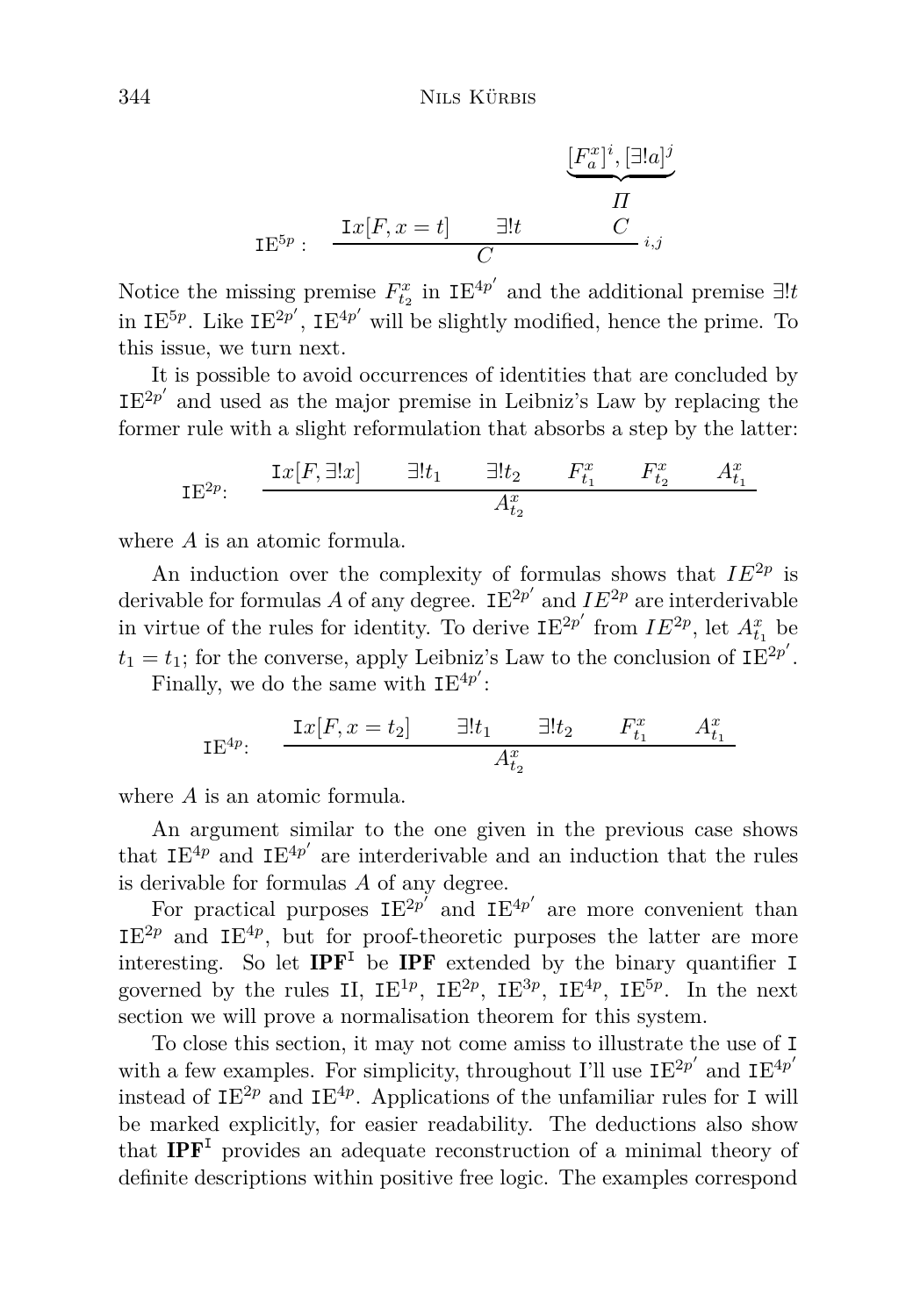$$\mathtt{I}\mathrm{E}^{5p}: \quad \dfrac{\mathtt{I}x[F, x = t] \qquad \exists! t \qquad \begin{matrix} \underbrace{[F^x_a]^i, [\exists! a]^j} \\ \Pi \\ C \end{matrix}}{C}\, {}_{i,j}$$

Notice the missing premise $F^x_{t_2}$ in $\mathtt{I}\mathrm{E}^{4p'}$ and the additional premise $\exists! t$ in $\mathtt{I}\mathrm{E}^{5p}$. Like $\mathtt{I}\mathrm{E}^{2p'}$, $\mathtt{I}\mathrm{E}^{4p'}$ will be slightly modified, hence the prime. To this issue, we turn next.

It is possible to avoid occurrences of identities that are concluded by $\mathtt{I}\mathrm{E}^{2p'}$ and used as the major premise in Leibniz's Law by replacing the former rule with a slight reformulation that absorbs a step by the latter:

$$\mathtt{I}\mathrm{E}^{2p}: \quad \dfrac{\mathtt{I}x[F, \exists! x] \qquad \exists! t_1 \qquad \exists! t_2 \qquad F^x_{t_1} \qquad F^x_{t_2} \qquad A^x_{t_1}}{A^x_{t_2}}$$

where $A$ is an atomic formula.

An induction over the complexity of formulas shows that $IE^{2p}$ is derivable for formulas $A$ of any degree. $\mathtt{I}\mathrm{E}^{2p'}$ and $IE^{2p}$ are interderivable in virtue of the rules for identity. To derive $\mathtt{I}\mathrm{E}^{2p'}$ from $IE^{2p}$, let $A^x_{t_1}$ be $t_1 = t_1$; for the converse, apply Leibniz's Law to the conclusion of $\mathtt{I}\mathrm{E}^{2p'}$.

Finally, we do the same with $\mathtt{I}\mathrm{E}^{4p'}$:

$$\mathtt{I}\mathrm{E}^{4p}: \quad \dfrac{\mathtt{I}x[F, x = t_2] \qquad \exists! t_1 \qquad \exists! t_2 \qquad F^x_{t_1} \qquad A^x_{t_1}}{A^x_{t_2}}$$

where $A$ is an atomic formula.

An argument similar to the one given in the previous case shows that $\mathtt{I}\mathrm{E}^{4p}$ and $\mathtt{I}\mathrm{E}^{4p'}$ are interderivable and an induction that the rules is derivable for formulas $A$ of any degree.

For practical purposes $\mathtt{I}\mathrm{E}^{2p'}$ and $\mathtt{I}\mathrm{E}^{4p'}$ are more convenient than $\mathtt{I}\mathrm{E}^{2p}$ and $\mathtt{I}\mathrm{E}^{4p}$, but for proof-theoretic purposes the latter are more interesting. So let $\mathbf{IPF}^{\mathtt{I}}$ be **IPF** extended by the binary quantifier $\mathtt{I}$ governed by the rules $\mathtt{I}\mathrm{I}$, $\mathtt{I}\mathrm{E}^{1p}$, $\mathtt{I}\mathrm{E}^{2p}$, $\mathtt{I}\mathrm{E}^{3p}$, $\mathtt{I}\mathrm{E}^{4p}$, $\mathtt{I}\mathrm{E}^{5p}$. In the next section we will prove a normalisation theorem for this system.

To close this section, it may not come amiss to illustrate the use of $\mathtt{I}$ with a few examples. For simplicity, throughout I'll use $\mathtt{I}\mathrm{E}^{2p'}$ and $\mathtt{I}\mathrm{E}^{4p'}$ instead of $\mathtt{I}\mathrm{E}^{2p}$ and $\mathtt{I}\mathrm{E}^{4p}$. Applications of the unfamiliar rules for $\mathtt{I}$ will be marked explicitly, for easier readability. The deductions also show that $\mathbf{IPF}^{\mathtt{I}}$ provides an adequate reconstruction of a minimal theory of definite descriptions within positive free logic. The examples correspond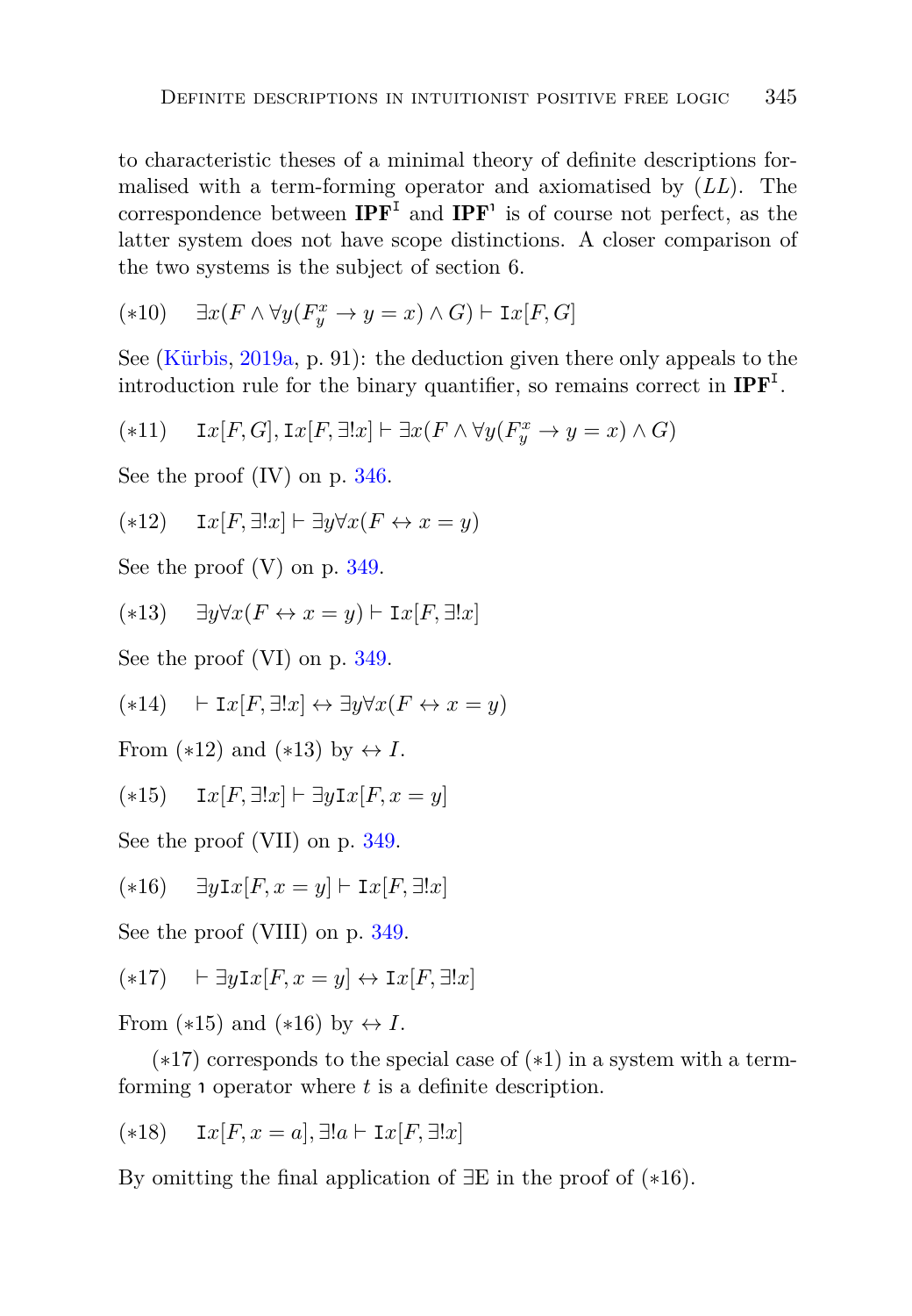to characteristic theses of a minimal theory of definite descriptions formalised with a term-forming operator and axiomatised by (*LL*). The correspondence between $\mathbf{IPF}^{\mathtt{I}}$ and $\mathbf{IPF}^{\iota}$ is of course not perfect, as the latter system does not have scope distinctions. A closer comparison of the two systems is the subject of section 6.

$$(*10) \quad \exists x(F \wedge \forall y(F^x_y \to y = x) \wedge G) \vdash \mathtt{I}x[F, G]$$

See (Kürbis, 2019a, p. 91): the deduction given there only appeals to the introduction rule for the binary quantifier, so remains correct in $\mathbf{IPF}^{\mathtt{I}}$.

$$(*11) \quad \mathtt{I}x[F, G], \mathtt{I}x[F, \exists!x] \vdash \exists x(F \wedge \forall y(F^x_y \to y = x) \wedge G)$$

See the proof (IV) on p. 346.

$$(*12) \quad \mathtt{I}x[F, \exists!x] \vdash \exists y \forall x(F \leftrightarrow x = y)$$

See the proof (V) on p. 349.

$$(*13) \quad \exists y \forall x(F \leftrightarrow x = y) \vdash \mathtt{I}x[F, \exists!x]$$

See the proof (VI) on p. 349.

$$(*14) \quad \vdash \mathtt{I}x[F, \exists!x] \leftrightarrow \exists y \forall x(F \leftrightarrow x = y)$$

From (∗12) and (∗13) by $\leftrightarrow I$.

$$(*15) \quad \mathtt{I}x[F, \exists!x] \vdash \exists y \mathtt{I}x[F, x = y]$$

See the proof (VII) on p. 349.

$$(*16) \quad \exists y \mathtt{I}x[F, x = y] \vdash \mathtt{I}x[F, \exists!x]$$

See the proof (VIII) on p. 349.

$$(*17) \quad \vdash \exists y \mathtt{I}x[F, x = y] \leftrightarrow \mathtt{I}x[F, \exists!x]$$

From (∗15) and (∗16) by $\leftrightarrow I$.

(∗17) corresponds to the special case of (∗1) in a system with a term-forming $\iota$ operator where $t$ is a definite description.

$$(*18) \quad \mathtt{I}x[F, x = a], \exists!a \vdash \mathtt{I}x[F, \exists!x]$$

By omitting the final application of $\exists$E in the proof of (∗16).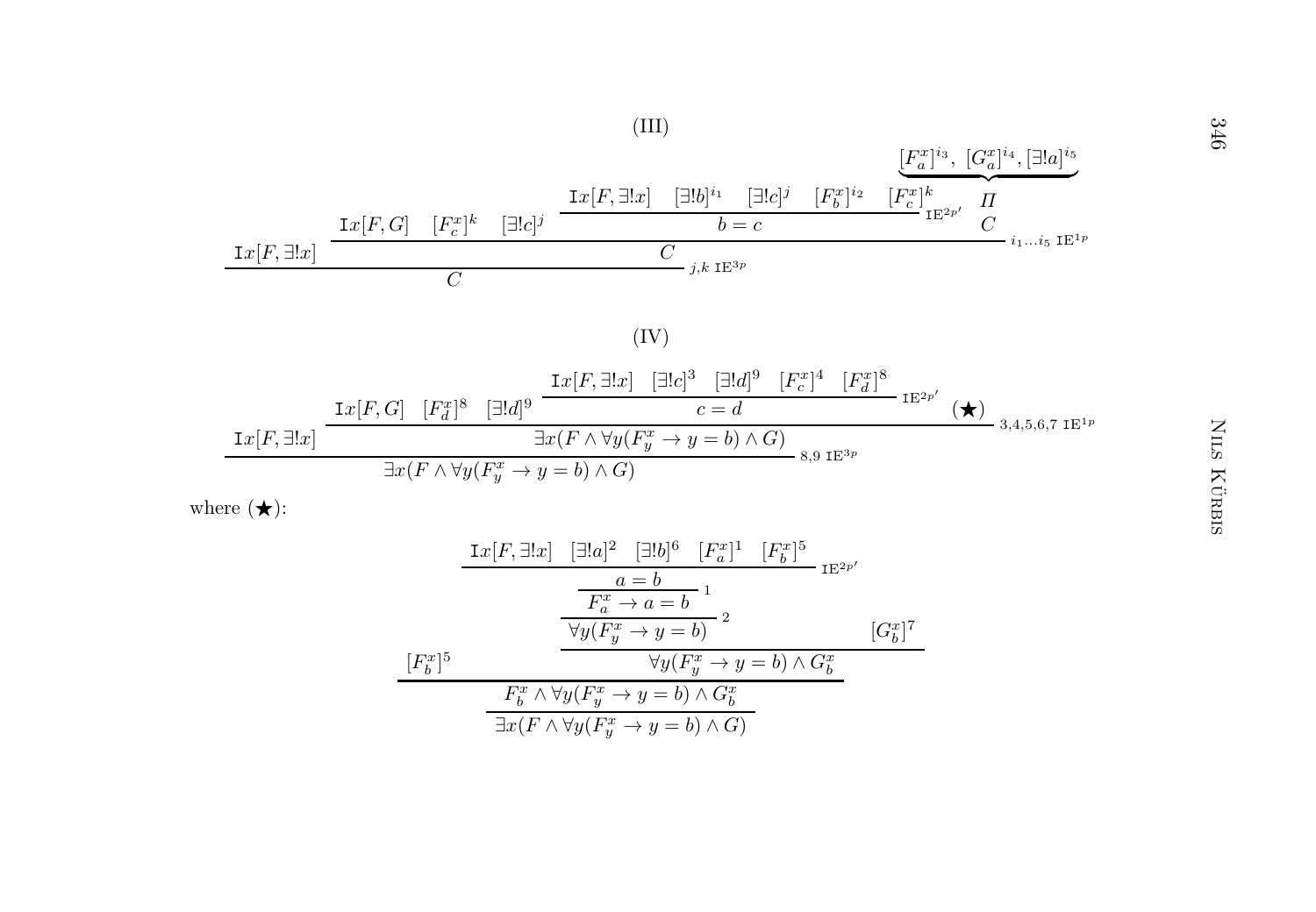(III)

$$
\dfrac{\mathtt{I}x[F,\exists!x] \qquad \dfrac{\mathtt{I}x[F,G] \quad [F^x_c]^k \quad [\exists!c]^j \qquad \dfrac{\mathtt{I}x[F,\exists!x] \quad [\exists!b]^{i_1} \quad [\exists!c]^j \quad [F^x_b]^{i_2} \quad [F^x_c]^k}{b=c}\,\mathtt{IE}^{2p'} \qquad \begin{matrix}\overbrace{[F^x_a]^{i_3},\ [G^x_a]^{i_4}, [\exists!a]^{i_5}} \\ \Pi \\ C\end{matrix}}{C}\, {}_{i_1\ldots i_5}\ \mathtt{IE}^{1p}}{C}\, {}_{j,k}\ \mathtt{IE}^{3p}
$$

(IV)

$$
\dfrac{\mathtt{I}x[F,\exists!x] \qquad \dfrac{\mathtt{I}x[F,G] \quad [F^x_d]^8 \quad [\exists!d]^9 \qquad \dfrac{\mathtt{I}x[F,\exists!x] \quad [\exists!c]^3 \quad [\exists!d]^9 \quad [F^x_c]^4 \quad [F^x_d]^8}{c=d}\,\mathtt{IE}^{2p'} \qquad (\bigstar)}{\exists x(F \wedge \forall y(F^x_y \rightarrow y=b) \wedge G)}\, {}_{3,4,5,6,7}\ \mathtt{IE}^{1p}}{\exists x(F \wedge \forall y(F^x_y \rightarrow y=b) \wedge G)}\, {}_{8,9}\ \mathtt{IE}^{3p}
$$

where $(\bigstar)$:

$$
\dfrac{\dfrac{[F^x_b]^5 \qquad \dfrac{\dfrac{\dfrac{\dfrac{\mathtt{I}x[F,\exists!x] \quad [\exists!a]^2 \quad [\exists!b]^6 \quad [F^x_a]^1 \quad [F^x_b]^5}{a=b}\,\mathtt{IE}^{2p'}}{F^x_a \rightarrow a=b}\,{}^1}{\forall y(F^x_y \rightarrow y=b)}\,{}^2 \qquad [G^x_b]^7}{\forall y(F^x_y \rightarrow y=b) \wedge G^x_b}}{F^x_b \wedge \forall y(F^x_y \rightarrow y=b) \wedge G^x_b}}{\exists x(F \wedge \forall y(F^x_y \rightarrow y=b) \wedge G)}
$$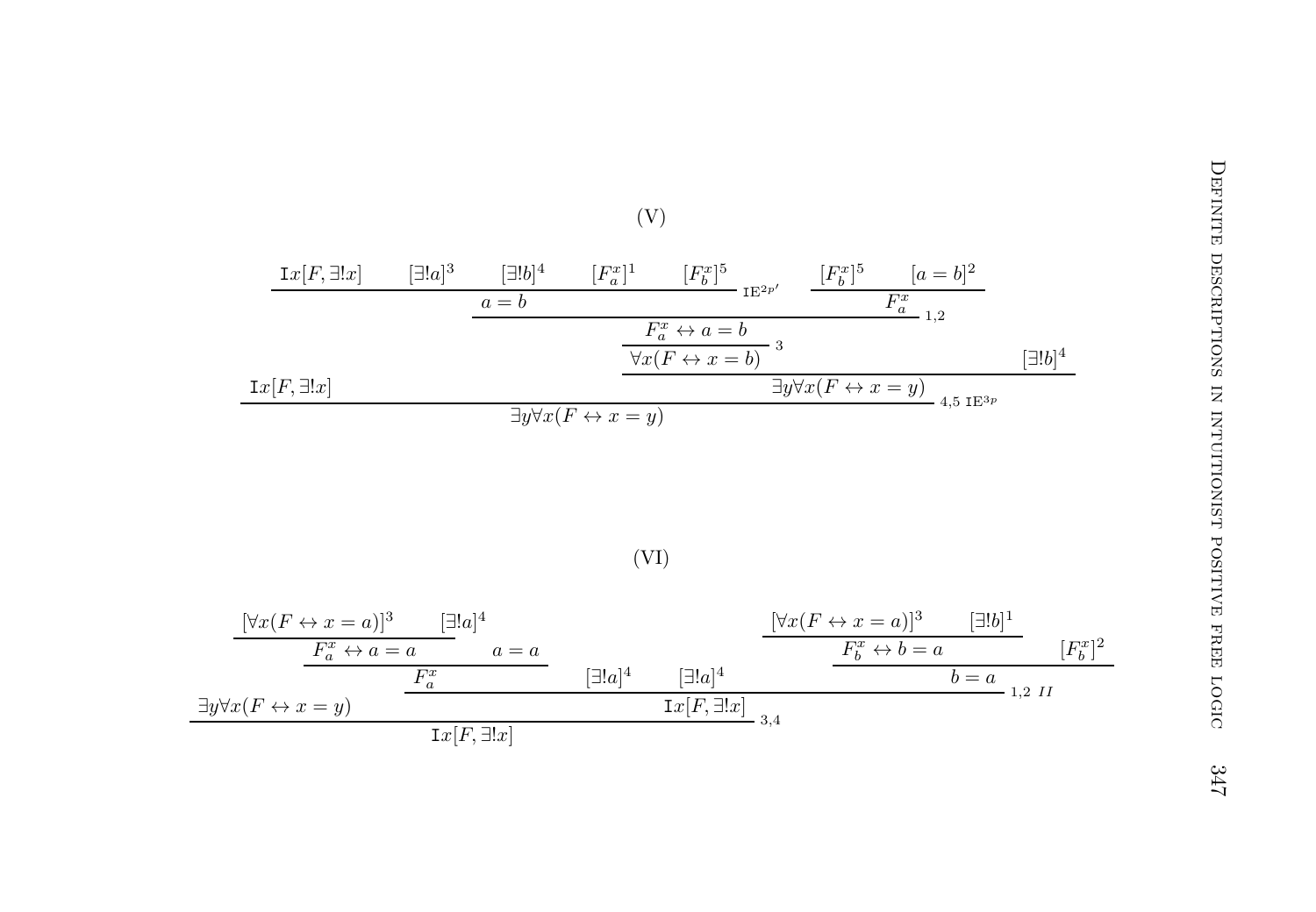(V)

$$
\dfrac{\mathtt{I}x[F,\exists!x] \qquad \dfrac{\dfrac{\dfrac{\dfrac{\mathtt{I}x[F,\exists!x] \quad [\exists!a]^3 \quad [\exists!b]^4 \quad [F^x_a]^1 \quad [F^x_b]^5}{a=b}\;{\scriptstyle \mathrm{IE}^{2p'}} \qquad \dfrac{[F^x_b]^5 \quad [a=b]^2}{F^x_a}}{F^x_a \leftrightarrow a=b}\;{\scriptstyle 1,2}}{\forall x(F \leftrightarrow x=b)}\;{\scriptstyle 3} \qquad [\exists!b]^4}{\exists y \forall x(F \leftrightarrow x=y)}}{\exists y \forall x(F \leftrightarrow x=y)}\;{\scriptstyle 4,5\ \mathrm{IE}^{3p}}
$$

(VI)

$$
\dfrac{\exists y \forall x(F \leftrightarrow x=y) \qquad \dfrac{\dfrac{\dfrac{[\forall x(F \leftrightarrow x=a)]^3 \quad [\exists!a]^4}{F^x_a \leftrightarrow a=a} \qquad a=a}{F^x_a} \quad [\exists!a]^4 \quad [\exists!a]^4 \quad \dfrac{\dfrac{[\forall x(F \leftrightarrow x=a)]^3 \quad [\exists!b]^1}{F^x_b \leftrightarrow b=a} \qquad [F^x_b]^2}{b=a}}{\mathtt{I}x[F,\exists!x]}\;{\scriptstyle 1,2\ II}}{\mathtt{I}x[F,\exists!x]}\;{\scriptstyle 3,4}
$$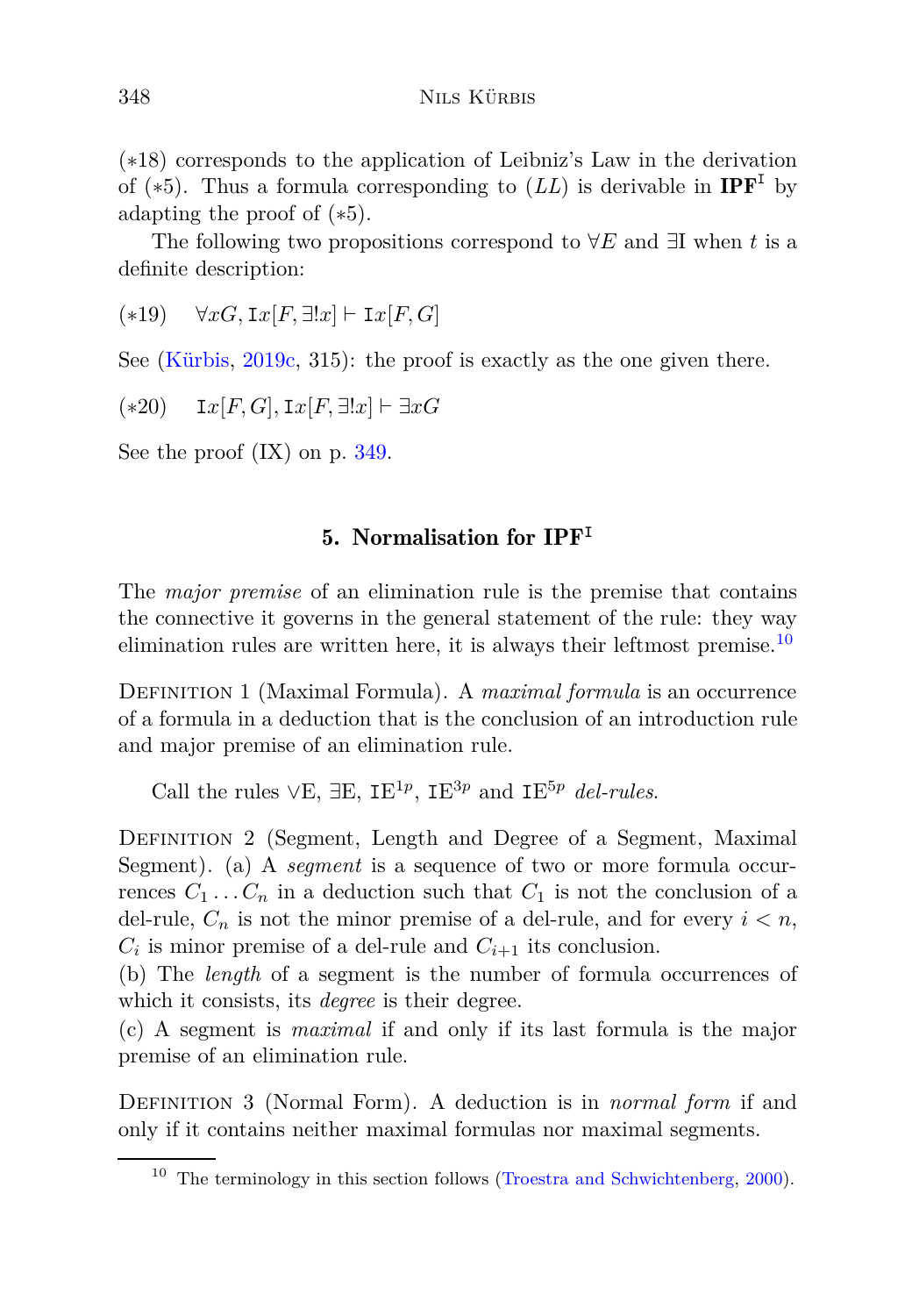(∗18) corresponds to the application of Leibniz's Law in the derivation of (∗5). Thus a formula corresponding to $(LL)$ is derivable in $\mathbf{IPF}^{\mathtt{I}}$ by adapting the proof of (∗5).

The following two propositions correspond to $\forall E$ and $\exists$I when $t$ is a definite description:

(∗19) $\quad \forall xG, \mathtt{I}x[F, \exists!x] \vdash \mathtt{I}x[F, G]$

See (Kürbis, 2019c, 315): the proof is exactly as the one given there.

(∗20) $\quad \mathtt{I}x[F, G], \mathtt{I}x[F, \exists!x] \vdash \exists xG$

See the proof (IX) on p. 349.

## 5. Normalisation for $\mathbf{IPF}^{\mathtt{I}}$

The *major premise* of an elimination rule is the premise that contains the connective it governs in the general statement of the rule: they way elimination rules are written here, it is always their leftmost premise.[10]

Definition 1 (Maximal Formula). A *maximal formula* is an occurrence of a formula in a deduction that is the conclusion of an introduction rule and major premise of an elimination rule.

Call the rules $\vee$E, $\exists$E, $\mathtt{I}\mathrm{E}^{1p}$, $\mathtt{I}\mathrm{E}^{3p}$ and $\mathtt{I}\mathrm{E}^{5p}$ *del-rules*.

Definition 2 (Segment, Length and Degree of a Segment, Maximal Segment). (a) A *segment* is a sequence of two or more formula occurrences $C_1 \ldots C_n$ in a deduction such that $C_1$ is not the conclusion of a del-rule, $C_n$ is not the minor premise of a del-rule, and for every $i < n$, $C_i$ is minor premise of a del-rule and $C_{i+1}$ its conclusion.
(b) The *length* of a segment is the number of formula occurrences of which it consists, its *degree* is their degree.
(c) A segment is *maximal* if and only if its last formula is the major premise of an elimination rule.

Definition 3 (Normal Form). A deduction is in *normal form* if and only if it contains neither maximal formulas nor maximal segments.

[10] The terminology in this section follows (Troestra and Schwichtenberg, 2000).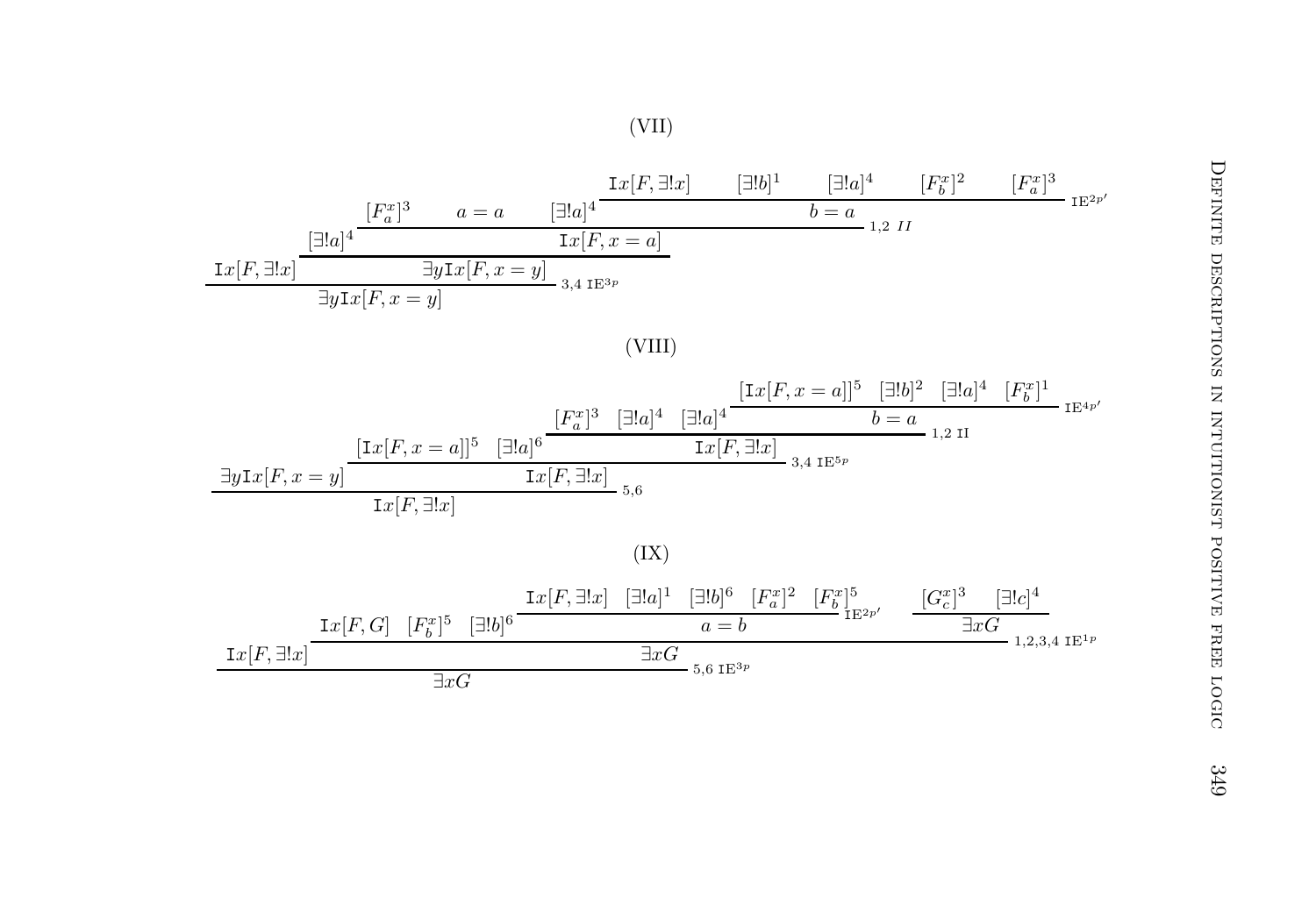(VII)

$$
\dfrac{\mathtt{I}x[F,\exists!x] \qquad \dfrac{[\exists!a]^4 \qquad \dfrac{[F^x_a]^3 \qquad a=a \qquad [\exists!a]^4 \qquad \dfrac{\mathtt{I}x[F,\exists!x] \quad [\exists!b]^1 \quad [\exists!a]^4 \quad [F^x_b]^2 \quad [F^x_a]^3}{b=a}\,{\scriptstyle \mathtt{IE}^{2p'}}}{\mathtt{I}x[F,x=a]}\,{\scriptstyle 1,2\ \mathit{II}}}{\exists y\mathtt{I}x[F,x=y]}}{\exists y\mathtt{I}x[F,x=y]}\,{\scriptstyle 3,4\ \mathtt{IE}^{3p}}
$$

(VIII)

$$
\dfrac{\exists y\mathtt{I}x[F,x=y] \qquad \dfrac{[\mathtt{I}x[F,x=a]]^5 \quad [\exists!a]^6 \quad \dfrac{[F^x_a]^3 \quad [\exists!a]^4 \quad [\exists!a]^4 \quad \dfrac{[\mathtt{I}x[F,x=a]]^5 \quad [\exists!b]^2 \quad [\exists!a]^4 \quad [F^x_b]^1}{b=a}\,{\scriptstyle \mathtt{IE}^{4p'}}}{\mathtt{I}x[F,\exists!x]}\,{\scriptstyle 1,2\ \mathtt{II}}}{\mathtt{I}x[F,\exists!x]}\,{\scriptstyle 3,4\ \mathtt{IE}^{5p}}}{\mathtt{I}x[F,\exists!x]}\,{\scriptstyle 5,6}
$$

(IX)

$$
\dfrac{\mathtt{I}x[F,\exists!x] \qquad \dfrac{\mathtt{I}x[F,G] \quad [F^x_b]^5 \quad [\exists!b]^6 \quad \dfrac{\dfrac{\mathtt{I}x[F,\exists!x] \quad [\exists!a]^1 \quad [\exists!b]^6 \quad [F^x_a]^2 \quad [F^x_b]^5}{a=b}\,{\scriptstyle \mathtt{IE}^{2p'}} \qquad \dfrac{[G^x_c]^3 \quad [\exists!c]^4}{\exists xG}}{\exists xG}\,{\scriptstyle 1,2,3,4\ \mathtt{IE}^{1p}}}{\exists xG}\,{\scriptstyle 5,6\ \mathtt{IE}^{3p}}}{\exists xG}
$$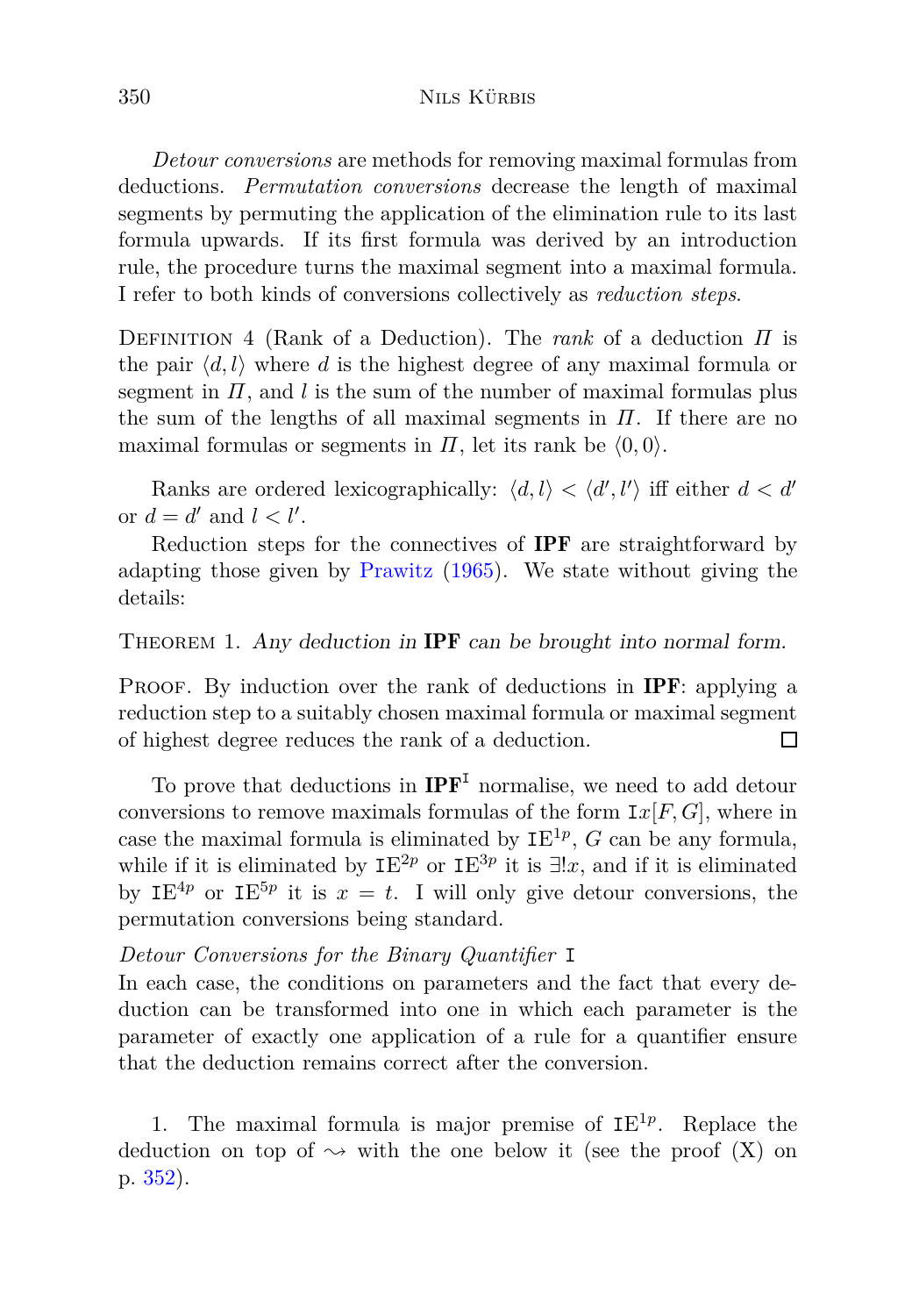*Detour conversions* are methods for removing maximal formulas from deductions. *Permutation conversions* decrease the length of maximal segments by permuting the application of the elimination rule to its last formula upwards. If its first formula was derived by an introduction rule, the procedure turns the maximal segment into a maximal formula. I refer to both kinds of conversions collectively as *reduction steps*.

Definition 4 (Rank of a Deduction). The *rank* of a deduction $\Pi$ is the pair $\langle d, l \rangle$ where $d$ is the highest degree of any maximal formula or segment in $\Pi$, and $l$ is the sum of the number of maximal formulas plus the sum of the lengths of all maximal segments in $\Pi$. If there are no maximal formulas or segments in $\Pi$, let its rank be $\langle 0, 0 \rangle$.

Ranks are ordered lexicographically: $\langle d, l \rangle < \langle d', l' \rangle$ iff either $d < d'$ or $d = d'$ and $l < l'$.

Reduction steps for the connectives of **IPF** are straightforward by adapting those given by Prawitz (1965). We state without giving the details:

Theorem 1. *Any deduction in* **IPF** *can be brought into normal form.*

Proof. By induction over the rank of deductions in **IPF**: applying a reduction step to a suitably chosen maximal formula or maximal segment of highest degree reduces the rank of a deduction. □

To prove that deductions in $\mathbf{IPF}^{\mathtt{I}}$ normalise, we need to add detour conversions to remove maximals formulas of the form $\mathtt{I}x[F, G]$, where in case the maximal formula is eliminated by $\mathtt{IE}^{1p}$, $G$ can be any formula, while if it is eliminated by $\mathtt{IE}^{2p}$ or $\mathtt{IE}^{3p}$ it is $\exists!x$, and if it is eliminated by $\mathtt{IE}^{4p}$ or $\mathtt{IE}^{5p}$ it is $x = t$. I will only give detour conversions, the permutation conversions being standard.

*Detour Conversions for the Binary Quantifier* $\mathtt{I}$

In each case, the conditions on parameters and the fact that every deduction can be transformed into one in which each parameter is the parameter of exactly one application of a rule for a quantifier ensure that the deduction remains correct after the conversion.

1. The maximal formula is major premise of $\mathtt{IE}^{1p}$. Replace the deduction on top of $\rightsquigarrow$ with the one below it (see the proof (X) on p. 352).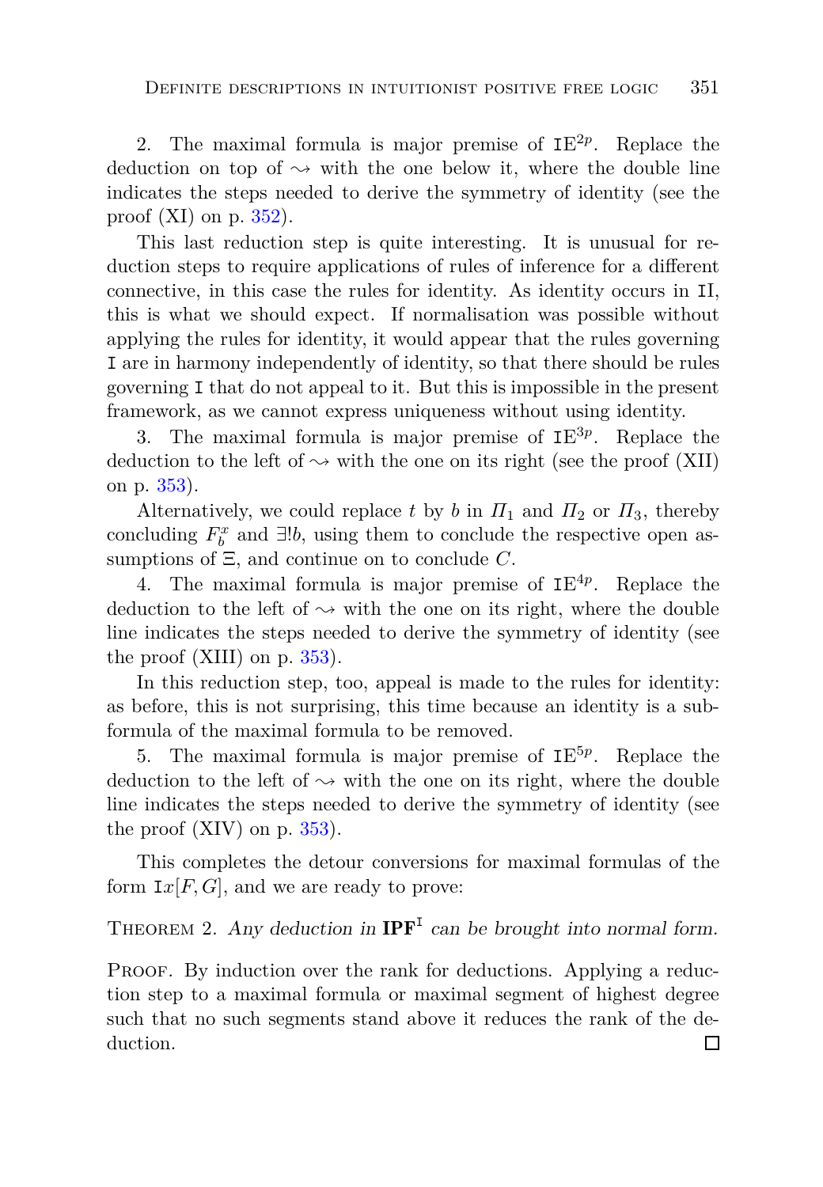2. The maximal formula is major premise of $\mathtt{IE}^{2p}$. Replace the deduction on top of $\rightsquigarrow$ with the one below it, where the double line indicates the steps needed to derive the symmetry of identity (see the proof (XI) on p. 352).

This last reduction step is quite interesting. It is unusual for reduction steps to require applications of rules of inference for a different connective, in this case the rules for identity. As identity occurs in $\mathtt{II}$, this is what we should expect. If normalisation was possible without applying the rules for identity, it would appear that the rules governing $\mathtt{I}$ are in harmony independently of identity, so that there should be rules governing $\mathtt{I}$ that do not appeal to it. But this is impossible in the present framework, as we cannot express uniqueness without using identity.

3. The maximal formula is major premise of $\mathtt{IE}^{3p}$. Replace the deduction to the left of $\rightsquigarrow$ with the one on its right (see the proof (XII) on p. 353).

Alternatively, we could replace $t$ by $b$ in $\Pi_1$ and $\Pi_2$ or $\Pi_3$, thereby concluding $F^x_b$ and $\exists! b$, using them to conclude the respective open assumptions of $\Xi$, and continue on to conclude $C$.

4. The maximal formula is major premise of $\mathtt{IE}^{4p}$. Replace the deduction to the left of $\rightsquigarrow$ with the one on its right, where the double line indicates the steps needed to derive the symmetry of identity (see the proof (XIII) on p. 353).

In this reduction step, too, appeal is made to the rules for identity: as before, this is not surprising, this time because an identity is a subformula of the maximal formula to be removed.

5. The maximal formula is major premise of $\mathtt{IE}^{5p}$. Replace the deduction to the left of $\rightsquigarrow$ with the one on its right, where the double line indicates the steps needed to derive the symmetry of identity (see the proof (XIV) on p. 353).

This completes the detour conversions for maximal formulas of the form $\mathtt{I}x[F, G]$, and we are ready to prove:

Theorem 2. *Any deduction in* $\mathbf{IPF}^{\mathtt{I}}$ *can be brought into normal form.*

Proof. By induction over the rank for deductions. Applying a reduction step to a maximal formula or maximal segment of highest degree such that no such segments stand above it reduces the rank of the deduction. □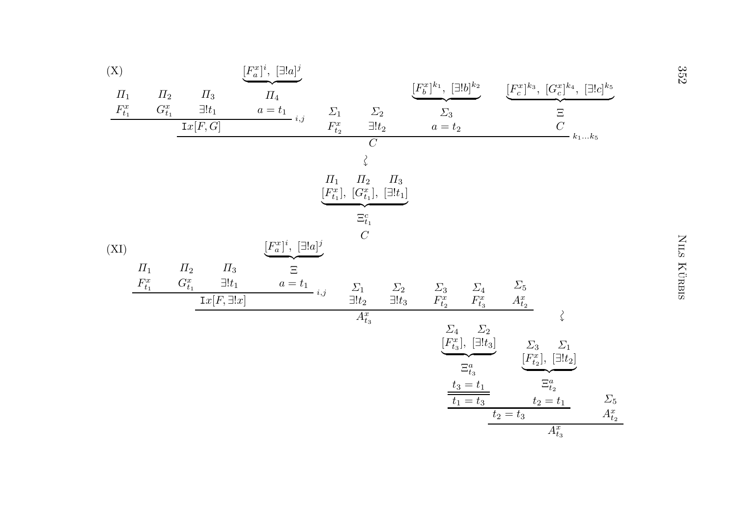(X)

$$
\dfrac{\dfrac{\begin{matrix}\Pi_1\\ F^x_{t_1}\end{matrix} \qquad \begin{matrix}\Pi_2\\ G^x_{t_1}\end{matrix} \qquad \begin{matrix}\Pi_3\\ \exists! t_1\end{matrix} \qquad \begin{matrix}\underbrace{[F^x_a]^i,\ [\exists! a]^j}\\ \Pi_4\\ a = t_1\end{matrix}}{\mathtt{I}x[F,G]}{\scriptstyle i,j} \qquad \begin{matrix}\Sigma_1\\ F^x_{t_2}\end{matrix} \qquad \begin{matrix}\Sigma_2\\ \exists! t_2\end{matrix} \qquad \begin{matrix}\underbrace{[F^x_b]^{k_1},\ [\exists! b]^{k_2}}\\ \Sigma_3\\ a = t_2\end{matrix} \qquad \begin{matrix}\underbrace{[F^x_c]^{k_3},\ [G^x_c]^{k_4},\ [\exists! c]^{k_5}}\\ \Xi\\ C\end{matrix}}{C}\ {\scriptstyle k_1 \ldots k_5}
$$

$$\rightsquigarrow$$

$$
\begin{matrix}
\Pi_1 \quad \Pi_2 \quad \Pi_3\\
\underbrace{[F^x_{t_1}],\ [G^x_{t_1}],\ [\exists! t_1]}\\
\Xi^c_{t_1}\\
C
\end{matrix}
$$

(XI)

$$
\dfrac{\dfrac{\begin{matrix}\Pi_1\\ F^x_{t_1}\end{matrix} \qquad \begin{matrix}\Pi_2\\ G^x_{t_1}\end{matrix} \qquad \begin{matrix}\Pi_3\\ \exists! t_1\end{matrix} \qquad \begin{matrix}\underbrace{[F^x_a]^i,\ [\exists! a]^j}\\ \Xi\\ a = t_1\end{matrix}}{\mathtt{I}x[F,\exists! x]}{\scriptstyle i,j} \qquad \begin{matrix}\Sigma_1\\ \exists! t_2\end{matrix} \qquad \begin{matrix}\Sigma_2\\ \exists! t_3\end{matrix} \qquad \begin{matrix}\Sigma_3\\ F^x_{t_2}\end{matrix} \qquad \begin{matrix}\Sigma_4\\ F^x_{t_3}\end{matrix} \qquad \begin{matrix}\Sigma_5\\ A^x_{t_2}\end{matrix}}{A^x_{t_3}}
$$

$$\rightsquigarrow$$

$$
\dfrac{\dfrac{\dfrac{\begin{matrix}\Sigma_4 \quad \Sigma_2\\ \underbrace{[F^x_{t_3}],\ [\exists! t_3]}\\ \Xi^a_{t_3}\\ t_3 = t_1\end{matrix}}{t_1 = t_3} \qquad \begin{matrix}\Sigma_3 \quad \Sigma_1\\ \underbrace{[F^x_{t_2}],\ [\exists! t_2]}\\ \Xi^a_{t_2}\\ t_2 = t_1\end{matrix}}{t_2 = t_3} \qquad \begin{matrix}\Sigma_5\\ A^x_{t_2}\end{matrix}}{A^x_{t_3}}
$$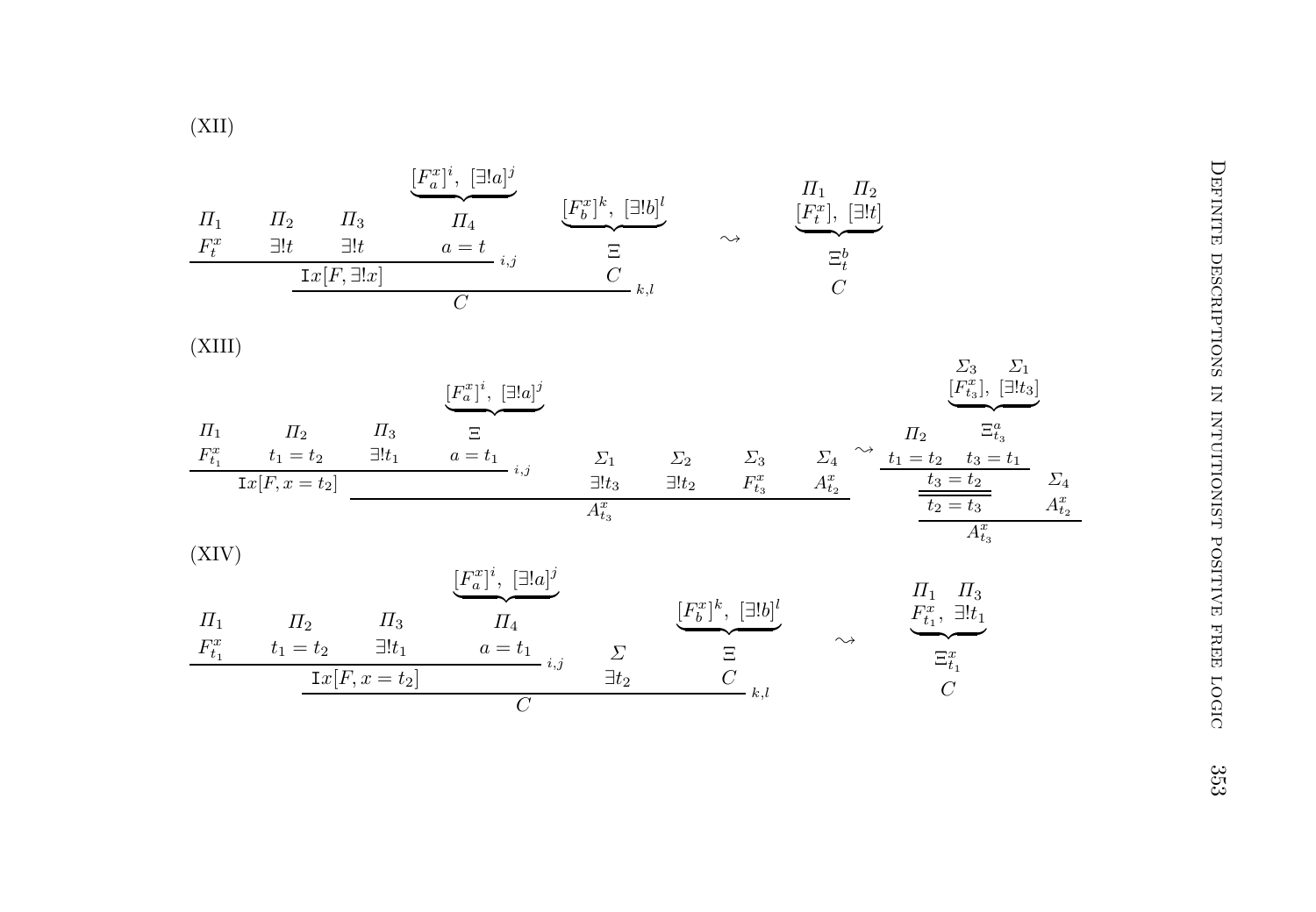(XII)

$$
\dfrac{\dfrac{\begin{matrix}\Pi_1 \\ F^x_t\end{matrix} \quad \begin{matrix}\Pi_2 \\ \exists! t\end{matrix} \quad \begin{matrix}\Pi_3 \\ \exists! t\end{matrix} \quad \begin{matrix}\underbrace{[F^x_a]^i,\ [\exists! a]^j} \\ \Pi_4 \\ a = t\end{matrix}}{\mathtt{I}x[F, \exists! x]}\,{}_{i,j} \qquad \begin{matrix}\underbrace{[F^x_b]^k,\ [\exists! b]^l} \\ \Xi \\ C\end{matrix}}{C}\,{}_{k,l}
\quad \rightsquigarrow \quad
\begin{matrix}\Pi_1 \quad \Pi_2 \\ \underbrace{[F^x_t],\ [\exists! t]} \\ \Xi^b_t \\ C\end{matrix}
$$

(XIII)

$$
\dfrac{\dfrac{\begin{matrix}\Pi_1 \\ F^x_{t_1}\end{matrix} \quad \begin{matrix}\Pi_2 \\ t_1 = t_2\end{matrix} \quad \begin{matrix}\Pi_3 \\ \exists! t_1\end{matrix} \quad \begin{matrix}\underbrace{[F^x_a]^i,\ [\exists! a]^j} \\ \Xi \\ a = t_1\end{matrix}}{\mathtt{I}x[F, x = t_2]}\,{}_{i,j} \qquad \begin{matrix}\Sigma_1 \\ \exists! t_3\end{matrix} \quad \begin{matrix}\Sigma_2 \\ \exists! t_2\end{matrix} \quad \begin{matrix}\Sigma_3 \\ F^x_{t_3}\end{matrix} \quad \begin{matrix}\Sigma_4 \\ A^x_{t_2}\end{matrix}}{A^x_{t_3}}
\quad \rightsquigarrow \quad
\dfrac{\dfrac{\dfrac{\begin{matrix}\Pi_2 \\ t_1 = t_2\end{matrix} \quad \begin{matrix}\Sigma_3 \quad \Sigma_1 \\ \underbrace{[F^x_{t_3}],\ [\exists! t_3]} \\ \Xi^a_{t_3} \\ t_3 = t_1\end{matrix}}{t_3 = t_2}}{t_2 = t_3} \quad \begin{matrix}\Sigma_4 \\ A^x_{t_2}\end{matrix}}{A^x_{t_3}}
$$

(XIV)

$$
\dfrac{\dfrac{\begin{matrix}\Pi_1 \\ F^x_{t_1}\end{matrix} \quad \begin{matrix}\Pi_2 \\ t_1 = t_2\end{matrix} \quad \begin{matrix}\Pi_3 \\ \exists! t_1\end{matrix} \quad \begin{matrix}\underbrace{[F^x_a]^i,\ [\exists! a]^j} \\ \Pi_4 \\ a = t_1\end{matrix}}{\mathtt{I}x[F, x = t_2]}\,{}_{i,j} \qquad \begin{matrix}\Sigma \\ \exists t_2\end{matrix} \qquad \begin{matrix}\underbrace{[F^x_b]^k,\ [\exists! b]^l} \\ \Xi \\ C\end{matrix}}{C}\,{}_{k,l}
\quad \rightsquigarrow \quad
\begin{matrix}\Pi_1 \quad \Pi_3 \\ \underbrace{F^x_{t_1},\ \exists! t_1} \\ \Xi^x_{t_1} \\ C\end{matrix}
$$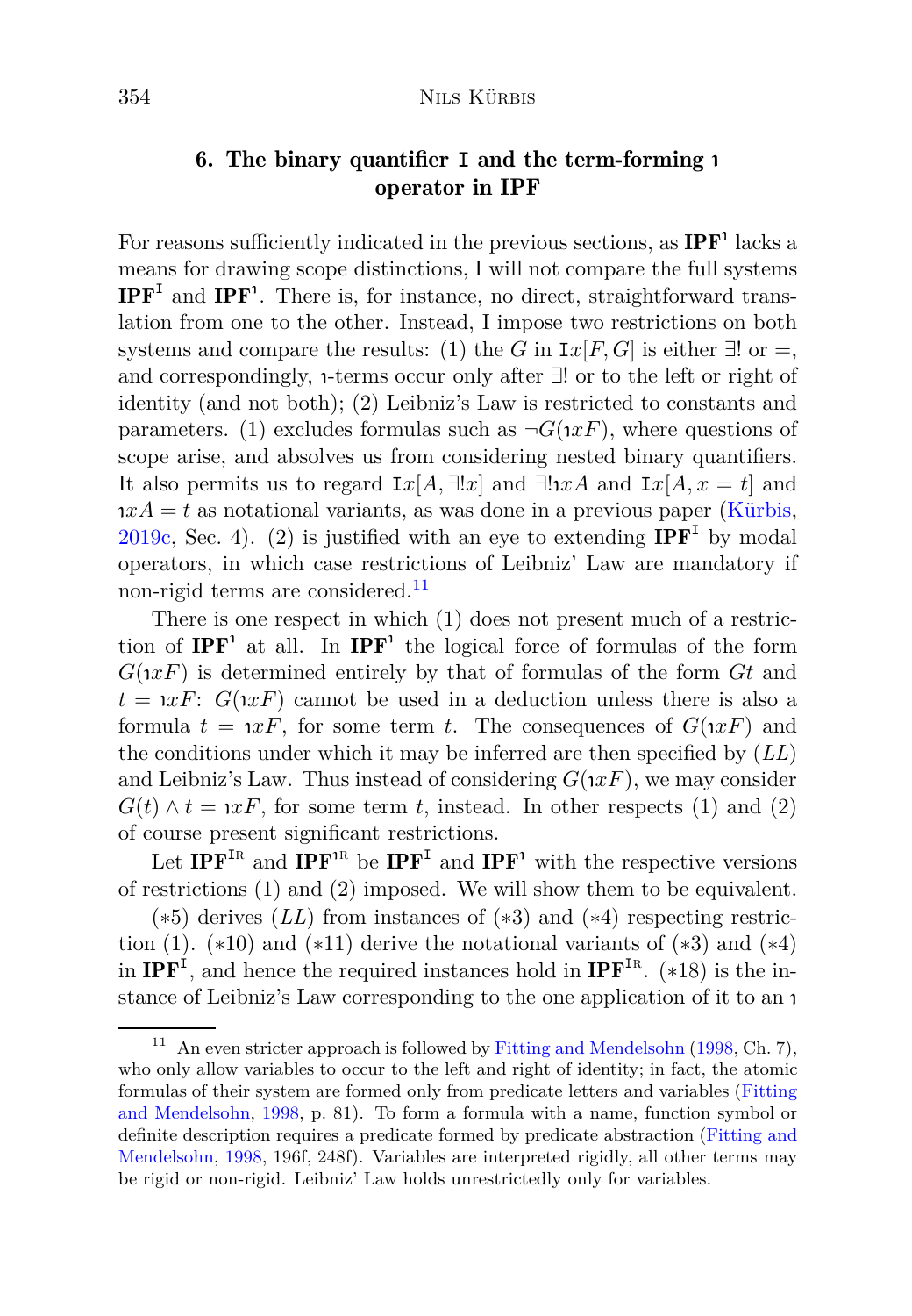## 6. The binary quantifier $\mathtt{I}$ and the term-forming $\imath$ operator in IPF

For reasons sufficiently indicated in the previous sections, as $\mathbf{IPF}^{\imath}$ lacks a means for drawing scope distinctions, I will not compare the full systems $\mathbf{IPF}^{\mathtt{I}}$ and $\mathbf{IPF}^{\imath}$. There is, for instance, no direct, straightforward translation from one to the other. Instead, I impose two restrictions on both systems and compare the results: (1) the $G$ in $\mathtt{I}x[F, G]$ is either $\exists!$ or $=$, and correspondingly, $\imath$-terms occur only after $\exists!$ or to the left or right of identity (and not both); (2) Leibniz's Law is restricted to constants and parameters. (1) excludes formulas such as $\neg G(\imath xF)$, where questions of scope arise, and absolves us from considering nested binary quantifiers. It also permits us to regard $\mathtt{I}x[A, \exists!x]$ and $\exists!\imath xA$ and $\mathtt{I}x[A, x = t]$ and $\imath xA = t$ as notational variants, as was done in a previous paper (Kürbis, 2019c, Sec. 4). (2) is justified with an eye to extending $\mathbf{IPF}^{\mathtt{I}}$ by modal operators, in which case restrictions of Leibniz' Law are mandatory if non-rigid terms are considered.[11]

There is one respect in which (1) does not present much of a restriction of $\mathbf{IPF}^{\imath}$ at all. In $\mathbf{IPF}^{\imath}$ the logical force of formulas of the form $G(\imath xF)$ is determined entirely by that of formulas of the form $Gt$ and $t = \imath xF$: $G(\imath xF)$ cannot be used in a deduction unless there is also a formula $t = \imath xF$, for some term $t$. The consequences of $G(\imath xF)$ and the conditions under which it may be inferred are then specified by $(LL)$ and Leibniz's Law. Thus instead of considering $G(\imath xF)$, we may consider $G(t) \wedge t = \imath xF$, for some term $t$, instead. In other respects (1) and (2) of course present significant restrictions.

Let $\mathbf{IPF}^{\mathtt{I}\text{R}}$ and $\mathbf{IPF}^{\imath\text{R}}$ be $\mathbf{IPF}^{\mathtt{I}}$ and $\mathbf{IPF}^{\imath}$ with the respective versions of restrictions (1) and (2) imposed. We will show them to be equivalent.

($*$5) derives $(LL)$ from instances of ($*$3) and ($*$4) respecting restriction (1). ($*$10) and ($*$11) derive the notational variants of ($*$3) and ($*$4) in $\mathbf{IPF}^{\mathtt{I}}$, and hence the required instances hold in $\mathbf{IPF}^{\mathtt{I}\text{R}}$. ($*$18) is the instance of Leibniz's Law corresponding to the one application of it to an $\imath$

---

[11] An even stricter approach is followed by Fitting and Mendelsohn (1998, Ch. 7), who only allow variables to occur to the left and right of identity; in fact, the atomic formulas of their system are formed only from predicate letters and variables (Fitting and Mendelsohn, 1998, p. 81). To form a formula with a name, function symbol or definite description requires a predicate formed by predicate abstraction (Fitting and Mendelsohn, 1998, 196f, 248f). Variables are interpreted rigidly, all other terms may be rigid or non-rigid. Leibniz' Law holds unrestrictedly only for variables.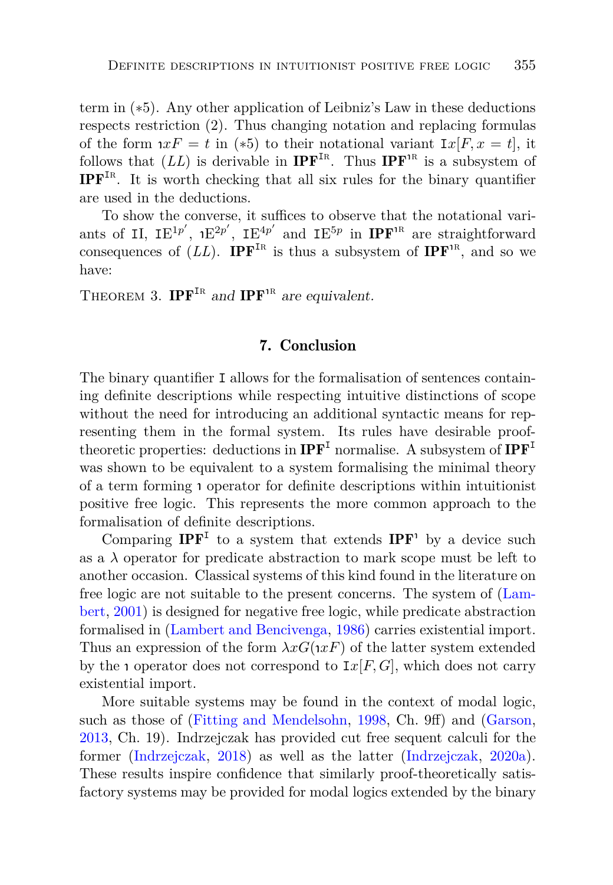term in (∗5). Any other application of Leibniz's Law in these deductions respects restriction (2). Thus changing notation and replacing formulas of the form $\imath x F = t$ in (∗5) to their notational variant $\mathtt{I}x[F, x = t]$, it follows that $(LL)$ is derivable in $\mathbf{IPF}^{\mathtt{IR}}$. Thus $\mathbf{IPF}^{\imath\mathrm{R}}$ is a subsystem of $\mathbf{IPF}^{\mathtt{IR}}$. It is worth checking that all six rules for the binary quantifier are used in the deductions.

To show the converse, it suffices to observe that the notational variants of $\mathtt{II}$, $\mathtt{IE}^{1p'}$, $\imath\mathrm{E}^{2p'}$, $\mathtt{IE}^{4p'}$ and $\mathtt{IE}^{5p}$ in $\mathbf{IPF}^{\imath\mathrm{R}}$ are straightforward consequences of $(LL)$. $\mathbf{IPF}^{\mathtt{IR}}$ is thus a subsystem of $\mathbf{IPF}^{\imath\mathrm{R}}$, and so we have:

Theorem 3. *$\mathbf{IPF}^{\mathtt{IR}}$ and $\mathbf{IPF}^{\imath\mathrm{R}}$ are equivalent.*

## 7. Conclusion

The binary quantifier $\mathtt{I}$ allows for the formalisation of sentences containing definite descriptions while respecting intuitive distinctions of scope without the need for introducing an additional syntactic means for representing them in the formal system. Its rules have desirable proof-theoretic properties: deductions in $\mathbf{IPF}^{\mathtt{I}}$ normalise. A subsystem of $\mathbf{IPF}^{\mathtt{I}}$ was shown to be equivalent to a system formalising the minimal theory of a term forming $\imath$ operator for definite descriptions within intuitionist positive free logic. This represents the more common approach to the formalisation of definite descriptions.

Comparing $\mathbf{IPF}^{\mathtt{I}}$ to a system that extends $\mathbf{IPF}^{\imath}$ by a device such as a $\lambda$ operator for predicate abstraction to mark scope must be left to another occasion. Classical systems of this kind found in the literature on free logic are not suitable to the present concerns. The system of (Lambert, 2001) is designed for negative free logic, while predicate abstraction formalised in (Lambert and Bencivenga, 1986) carries existential import. Thus an expression of the form $\lambda x G(\imath x F)$ of the latter system extended by the $\imath$ operator does not correspond to $\mathtt{I}x[F, G]$, which does not carry existential import.

More suitable systems may be found in the context of modal logic, such as those of (Fitting and Mendelsohn, 1998, Ch. 9ff) and (Garson, 2013, Ch. 19). Indrzejczak has provided cut free sequent calculi for the former (Indrzejczak, 2018) as well as the latter (Indrzejczak, 2020a). These results inspire confidence that similarly proof-theoretically satisfactory systems may be provided for modal logics extended by the binary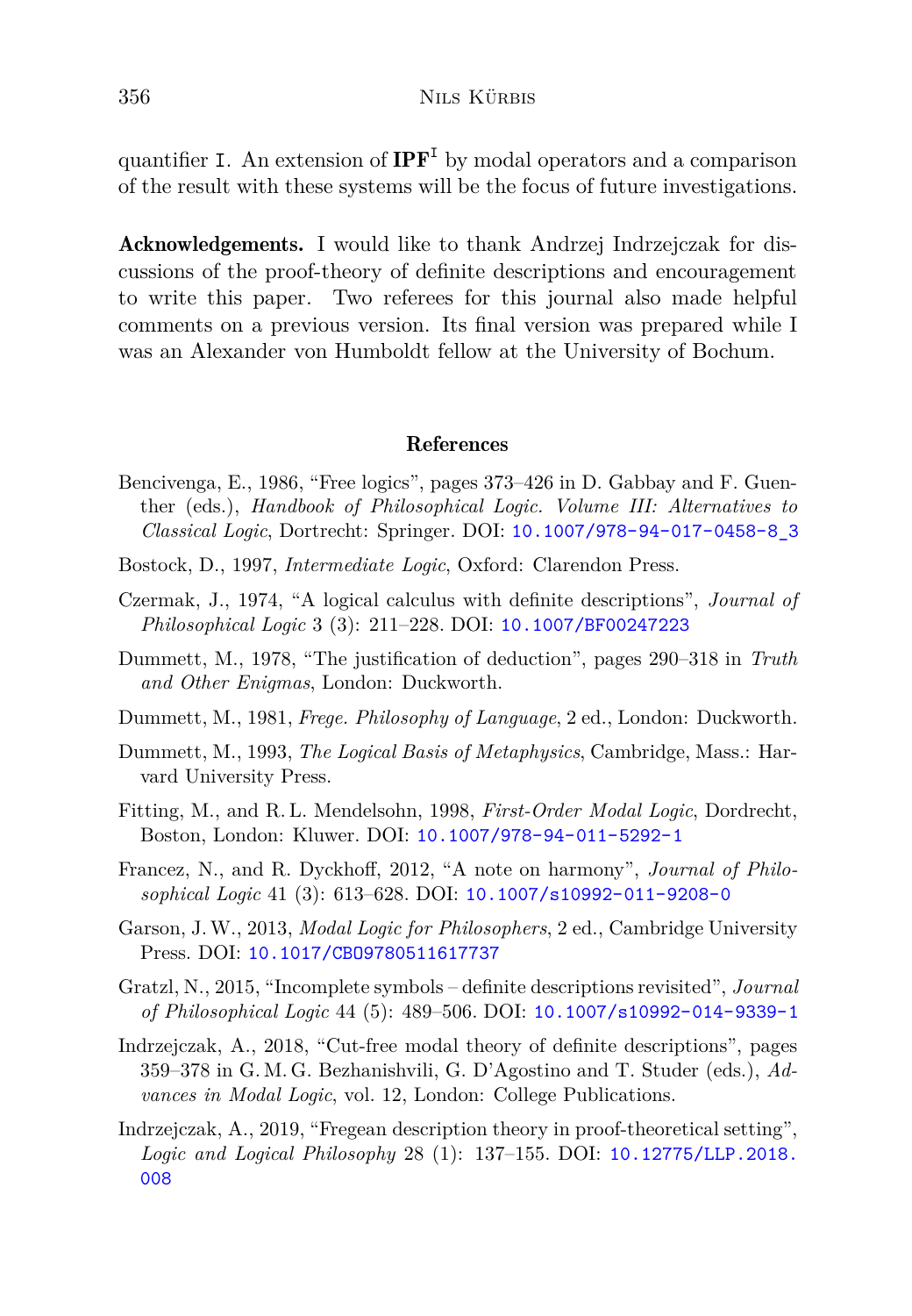quantifier I. An extension of $\mathbf{IPF}^{\mathtt{I}}$ by modal operators and a comparison of the result with these systems will be the focus of future investigations.

**Acknowledgements.** I would like to thank Andrzej Indrzejczak for discussions of the proof-theory of definite descriptions and encouragement to write this paper. Two referees for this journal also made helpful comments on a previous version. Its final version was prepared while I was an Alexander von Humboldt fellow at the University of Bochum.

## References

Bencivenga, E., 1986, "Free logics", pages 373–426 in D. Gabbay and F. Guenther (eds.), *Handbook of Philosophical Logic. Volume III: Alternatives to Classical Logic*, Dortrecht: Springer. DOI: 10.1007/978-94-017-0458-8_3

Bostock, D., 1997, *Intermediate Logic*, Oxford: Clarendon Press.

Czermak, J., 1974, "A logical calculus with definite descriptions", *Journal of Philosophical Logic* 3 (3): 211–228. DOI: 10.1007/BF00247223

Dummett, M., 1978, "The justification of deduction", pages 290–318 in *Truth and Other Enigmas*, London: Duckworth.

Dummett, M., 1981, *Frege. Philosophy of Language*, 2 ed., London: Duckworth.

Dummett, M., 1993, *The Logical Basis of Metaphysics*, Cambridge, Mass.: Harvard University Press.

Fitting, M., and R. L. Mendelsohn, 1998, *First-Order Modal Logic*, Dordrecht, Boston, London: Kluwer. DOI: 10.1007/978-94-011-5292-1

Francez, N., and R. Dyckhoff, 2012, "A note on harmony", *Journal of Philosophical Logic* 41 (3): 613–628. DOI: 10.1007/s10992-011-9208-0

Garson, J. W., 2013, *Modal Logic for Philosophers*, 2 ed., Cambridge University Press. DOI: 10.1017/CBO9780511617737

Gratzl, N., 2015, "Incomplete symbols – definite descriptions revisited", *Journal of Philosophical Logic* 44 (5): 489–506. DOI: 10.1007/s10992-014-9339-1

Indrzejczak, A., 2018, "Cut-free modal theory of definite descriptions", pages 359–378 in G. M. G. Bezhanishvili, G. D'Agostino and T. Studer (eds.), *Advances in Modal Logic*, vol. 12, London: College Publications.

Indrzejczak, A., 2019, "Fregean description theory in proof-theoretical setting", *Logic and Logical Philosophy* 28 (1): 137–155. DOI: 10.12775/LLP.2018.008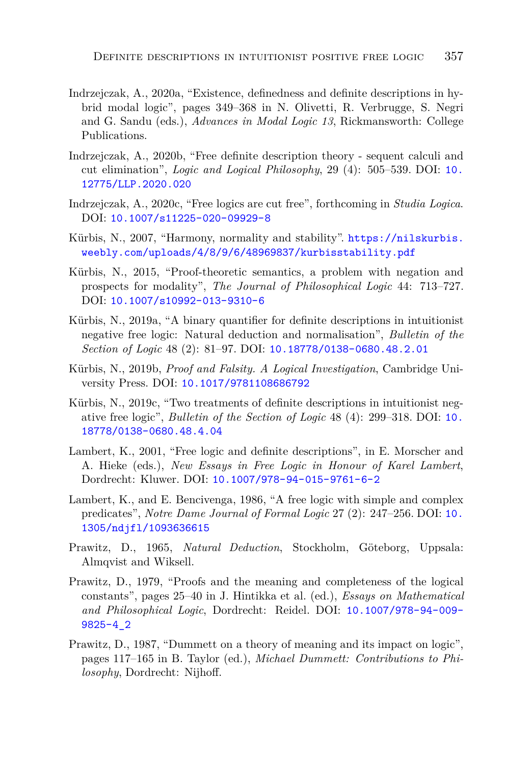Indrzejczak, A., 2020a, "Existence, definedness and definite descriptions in hybrid modal logic", pages 349–368 in N. Olivetti, R. Verbrugge, S. Negri and G. Sandu (eds.), *Advances in Modal Logic 13*, Rickmansworth: College Publications.

Indrzejczak, A., 2020b, "Free definite description theory - sequent calculi and cut elimination", *Logic and Logical Philosophy*, 29 (4): 505–539. DOI: 10.12775/LLP.2020.020

Indrzejczak, A., 2020c, "Free logics are cut free", forthcoming in *Studia Logica*. DOI: 10.1007/s11225-020-09929-8

Kürbis, N., 2007, "Harmony, normality and stability". https://nilskurbis.weebly.com/uploads/4/8/9/6/48969837/kurbisstability.pdf

Kürbis, N., 2015, "Proof-theoretic semantics, a problem with negation and prospects for modality", *The Journal of Philosophical Logic* 44: 713–727. DOI: 10.1007/s10992-013-9310-6

Kürbis, N., 2019a, "A binary quantifier for definite descriptions in intuitionist negative free logic: Natural deduction and normalisation", *Bulletin of the Section of Logic* 48 (2): 81–97. DOI: 10.18778/0138-0680.48.2.01

Kürbis, N., 2019b, *Proof and Falsity. A Logical Investigation*, Cambridge University Press. DOI: 10.1017/9781108686792

Kürbis, N., 2019c, "Two treatments of definite descriptions in intuitionist negative free logic", *Bulletin of the Section of Logic* 48 (4): 299–318. DOI: 10.18778/0138-0680.48.4.04

Lambert, K., 2001, "Free logic and definite descriptions", in E. Morscher and A. Hieke (eds.), *New Essays in Free Logic in Honour of Karel Lambert*, Dordrecht: Kluwer. DOI: 10.1007/978-94-015-9761-6-2

Lambert, K., and E. Bencivenga, 1986, "A free logic with simple and complex predicates", *Notre Dame Journal of Formal Logic* 27 (2): 247–256. DOI: 10.1305/ndjfl/1093636615

Prawitz, D., 1965, *Natural Deduction*, Stockholm, Göteborg, Uppsala: Almqvist and Wiksell.

Prawitz, D., 1979, "Proofs and the meaning and completeness of the logical constants", pages 25–40 in J. Hintikka et al. (ed.), *Essays on Mathematical and Philosophical Logic*, Dordrecht: Reidel. DOI: 10.1007/978-94-009-9825-4_2

Prawitz, D., 1987, "Dummett on a theory of meaning and its impact on logic", pages 117–165 in B. Taylor (ed.), *Michael Dummett: Contributions to Philosophy*, Dordrecht: Nijhoff.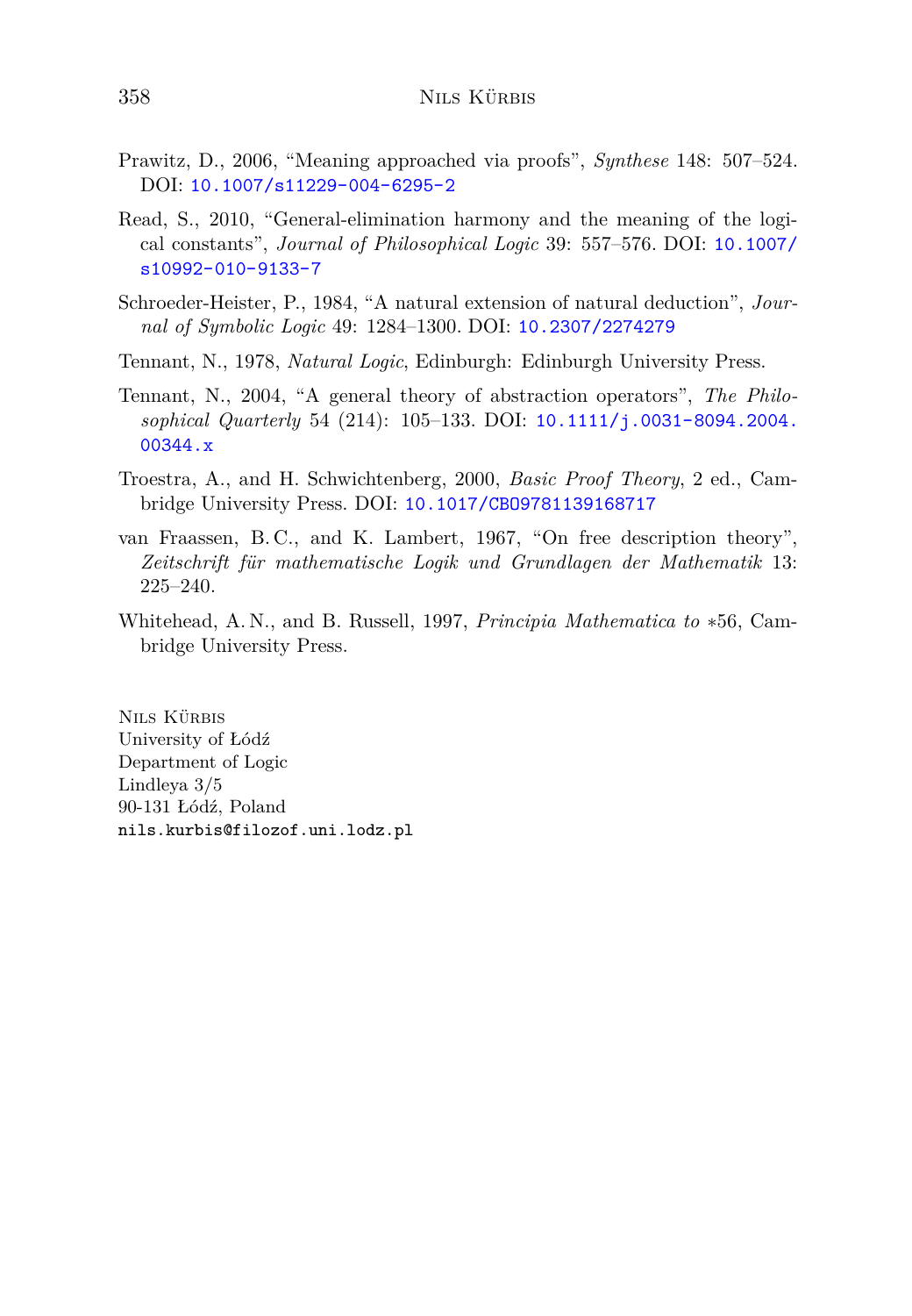Prawitz, D., 2006, "Meaning approached via proofs", *Synthese* 148: 507–524. DOI: 10.1007/s11229-004-6295-2

Read, S., 2010, "General-elimination harmony and the meaning of the logical constants", *Journal of Philosophical Logic* 39: 557–576. DOI: 10.1007/s10992-010-9133-7

Schroeder-Heister, P., 1984, "A natural extension of natural deduction", *Journal of Symbolic Logic* 49: 1284–1300. DOI: 10.2307/2274279

Tennant, N., 1978, *Natural Logic*, Edinburgh: Edinburgh University Press.

Tennant, N., 2004, "A general theory of abstraction operators", *The Philosophical Quarterly* 54 (214): 105–133. DOI: 10.1111/j.0031-8094.2004.00344.x

Troestra, A., and H. Schwichtenberg, 2000, *Basic Proof Theory*, 2 ed., Cambridge University Press. DOI: 10.1017/CBO9781139168717

van Fraassen, B. C., and K. Lambert, 1967, "On free description theory", *Zeitschrift für mathematische Logik und Grundlagen der Mathematik* 13: 225–240.

Whitehead, A. N., and B. Russell, 1997, *Principia Mathematica to* ∗56, Cambridge University Press.

Nils Kürbis
University of Łódź
Department of Logic
Lindleya 3/5
90-131 Łódź, Poland
nils.kurbis@filozof.uni.lodz.pl